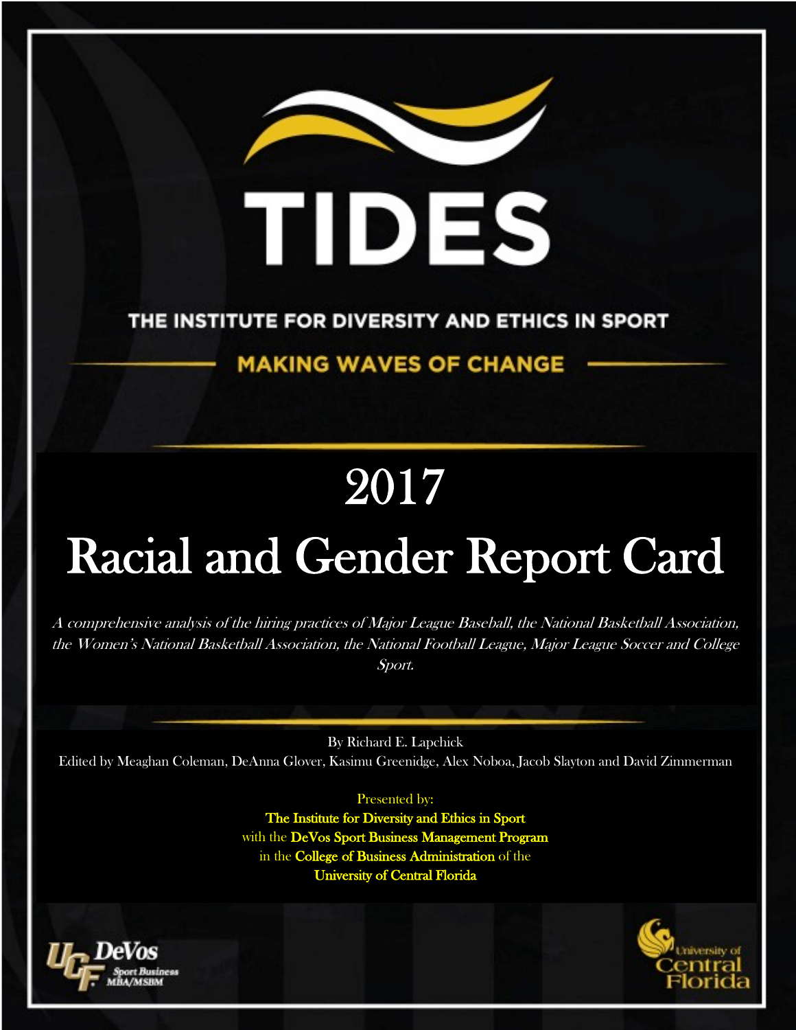# TIDES

THE INSTITUTE FOR DIVERSITY AND ETHICS IN SPORT

MAKING WAVES OF CHANGE

# 2017

# Racial and Gender Report Card

*A comprehensive analysis of the hiring practices of Major League Baseball, the National Basketball Association, the Women's National Basketball Association, the National Football League, Major League Soccer and College Sport.*

By Richard E. Lapchick

Edited by Meaghan Coleman, DeAnna Glover, Kasimu Greenidge, Alex Noboa, Jacob Slayton and David Zimmerman

Presented by:

**The Institute for Diversity and Ethics in Sport**

with the **DeVos Sport Business Management Program**

in the **College of Business Administration** of the

**University of Central Florida**

UCF DeVos Sport Business MBA/MSBM

University of Central Florida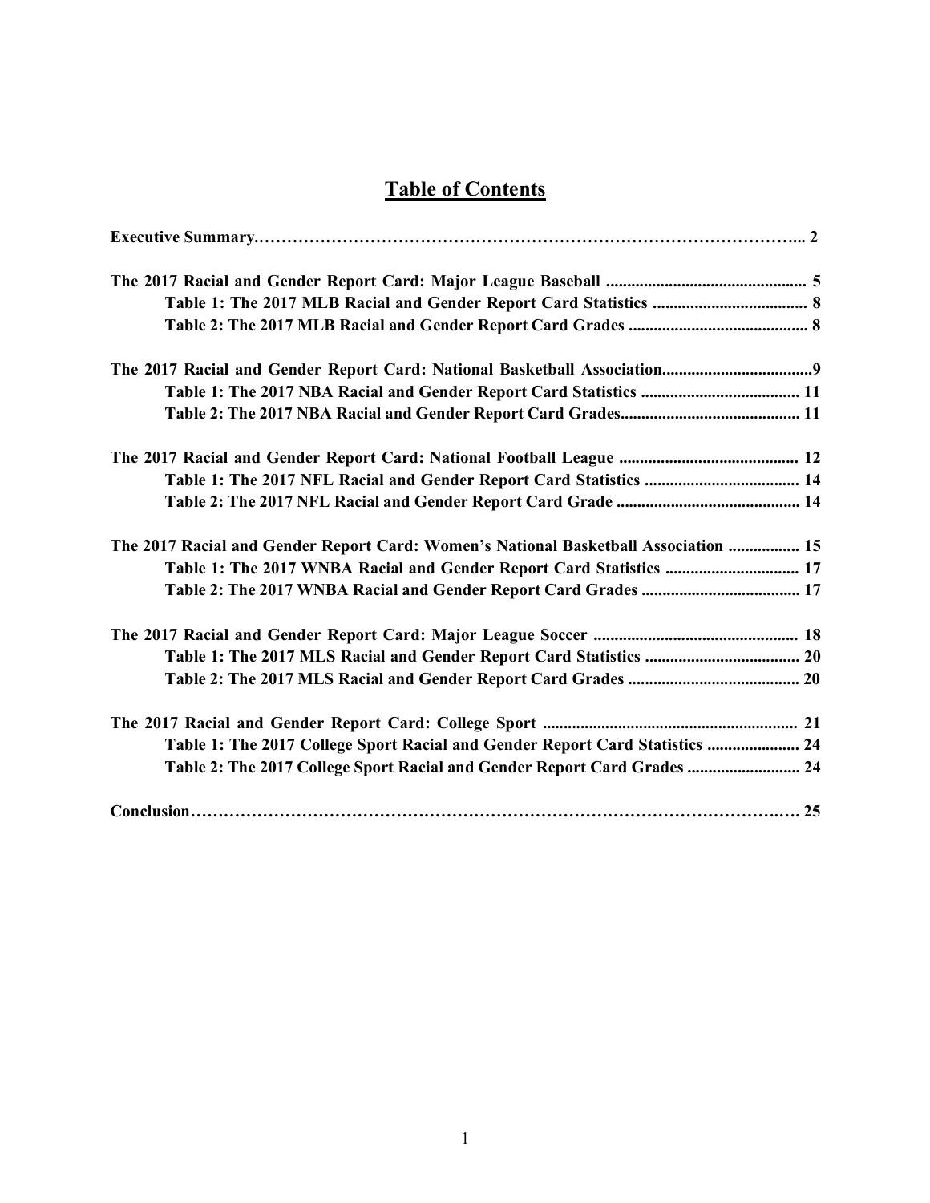# Table of Contents

**Executive Summary……………………………………………………………………………………... 2**

**The 2017 Racial and Gender Report Card: Major League Baseball ................................................ 5**
- **Table 1: The 2017 MLB Racial and Gender Report Card Statistics ..................................... 8**
- **Table 2: The 2017 MLB Racial and Gender Report Card Grades ........................................... 8**

**The 2017 Racial and Gender Report Card: National Basketball Association....................................9**
- **Table 1: The 2017 NBA Racial and Gender Report Card Statistics ...................................... 11**
- **Table 2: The 2017 NBA Racial and Gender Report Card Grades........................................... 11**

**The 2017 Racial and Gender Report Card: National Football League ........................................... 12**
- **Table 1: The 2017 NFL Racial and Gender Report Card Statistics ..................................... 14**
- **Table 2: The 2017 NFL Racial and Gender Report Card Grade ............................................ 14**

**The 2017 Racial and Gender Report Card: Women's National Basketball Association ................. 15**
- **Table 1: The 2017 WNBA Racial and Gender Report Card Statistics ................................ 17**
- **Table 2: The 2017 WNBA Racial and Gender Report Card Grades ...................................... 17**

**The 2017 Racial and Gender Report Card: Major League Soccer ................................................. 18**
- **Table 1: The 2017 MLS Racial and Gender Report Card Statistics ..................................... 20**
- **Table 2: The 2017 MLS Racial and Gender Report Card Grades ......................................... 20**

**The 2017 Racial and Gender Report Card: College Sport ............................................................. 21**
- **Table 1: The 2017 College Sport Racial and Gender Report Card Statistics ...................... 24**
- **Table 2: The 2017 College Sport Racial and Gender Report Card Grades ........................... 24**

**Conclusion………………………………………………………………………………………….… 25**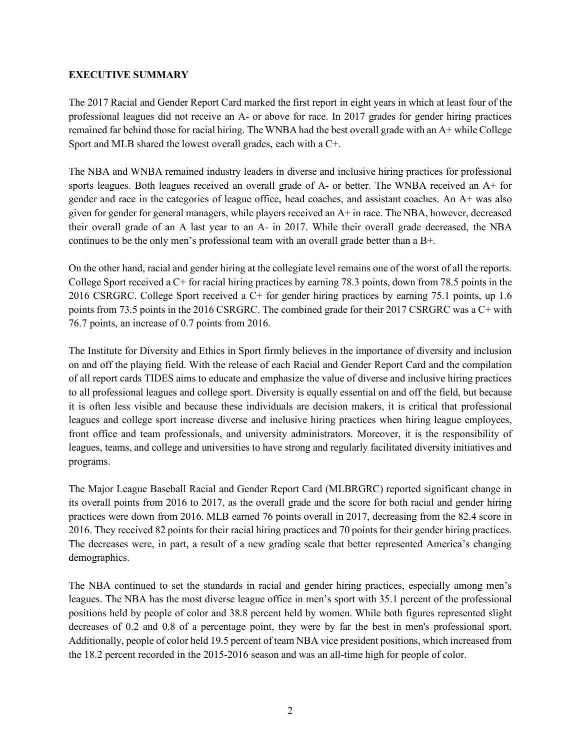**EXECUTIVE SUMMARY**

The 2017 Racial and Gender Report Card marked the first report in eight years in which at least four of the professional leagues did not receive an A- or above for race. In 2017 grades for gender hiring practices remained far behind those for racial hiring. The WNBA had the best overall grade with an A+ while College Sport and MLB shared the lowest overall grades, each with a C+.

The NBA and WNBA remained industry leaders in diverse and inclusive hiring practices for professional sports leagues. Both leagues received an overall grade of A- or better. The WNBA received an A+ for gender and race in the categories of league office, head coaches, and assistant coaches. An A+ was also given for gender for general managers, while players received an A+ in race. The NBA, however, decreased their overall grade of an A last year to an A- in 2017. While their overall grade decreased, the NBA continues to be the only men's professional team with an overall grade better than a B+.

On the other hand, racial and gender hiring at the collegiate level remains one of the worst of all the reports. College Sport received a C+ for racial hiring practices by earning 78.3 points, down from 78.5 points in the 2016 CSRGRC. College Sport received a C+ for gender hiring practices by earning 75.1 points, up 1.6 points from 73.5 points in the 2016 CSRGRC. The combined grade for their 2017 CSRGRC was a C+ with 76.7 points, an increase of 0.7 points from 2016.

The Institute for Diversity and Ethics in Sport firmly believes in the importance of diversity and inclusion on and off the playing field. With the release of each Racial and Gender Report Card and the compilation of all report cards TIDES aims to educate and emphasize the value of diverse and inclusive hiring practices to all professional leagues and college sport. Diversity is equally essential on and off the field, but because it is often less visible and because these individuals are decision makers, it is critical that professional leagues and college sport increase diverse and inclusive hiring practices when hiring league employees, front office and team professionals, and university administrators. Moreover, it is the responsibility of leagues, teams, and college and universities to have strong and regularly facilitated diversity initiatives and programs.

The Major League Baseball Racial and Gender Report Card (MLBRGRC) reported significant change in its overall points from 2016 to 2017, as the overall grade and the score for both racial and gender hiring practices were down from 2016. MLB earned 76 points overall in 2017, decreasing from the 82.4 score in 2016. They received 82 points for their racial hiring practices and 70 points for their gender hiring practices. The decreases were, in part, a result of a new grading scale that better represented America's changing demographics.

The NBA continued to set the standards in racial and gender hiring practices, especially among men's leagues. The NBA has the most diverse league office in men's sport with 35.1 percent of the professional positions held by people of color and 38.8 percent held by women. While both figures represented slight decreases of 0.2 and 0.8 of a percentage point, they were by far the best in men's professional sport. Additionally, people of color held 19.5 percent of team NBA vice president positions, which increased from the 18.2 percent recorded in the 2015-2016 season and was an all-time high for people of color.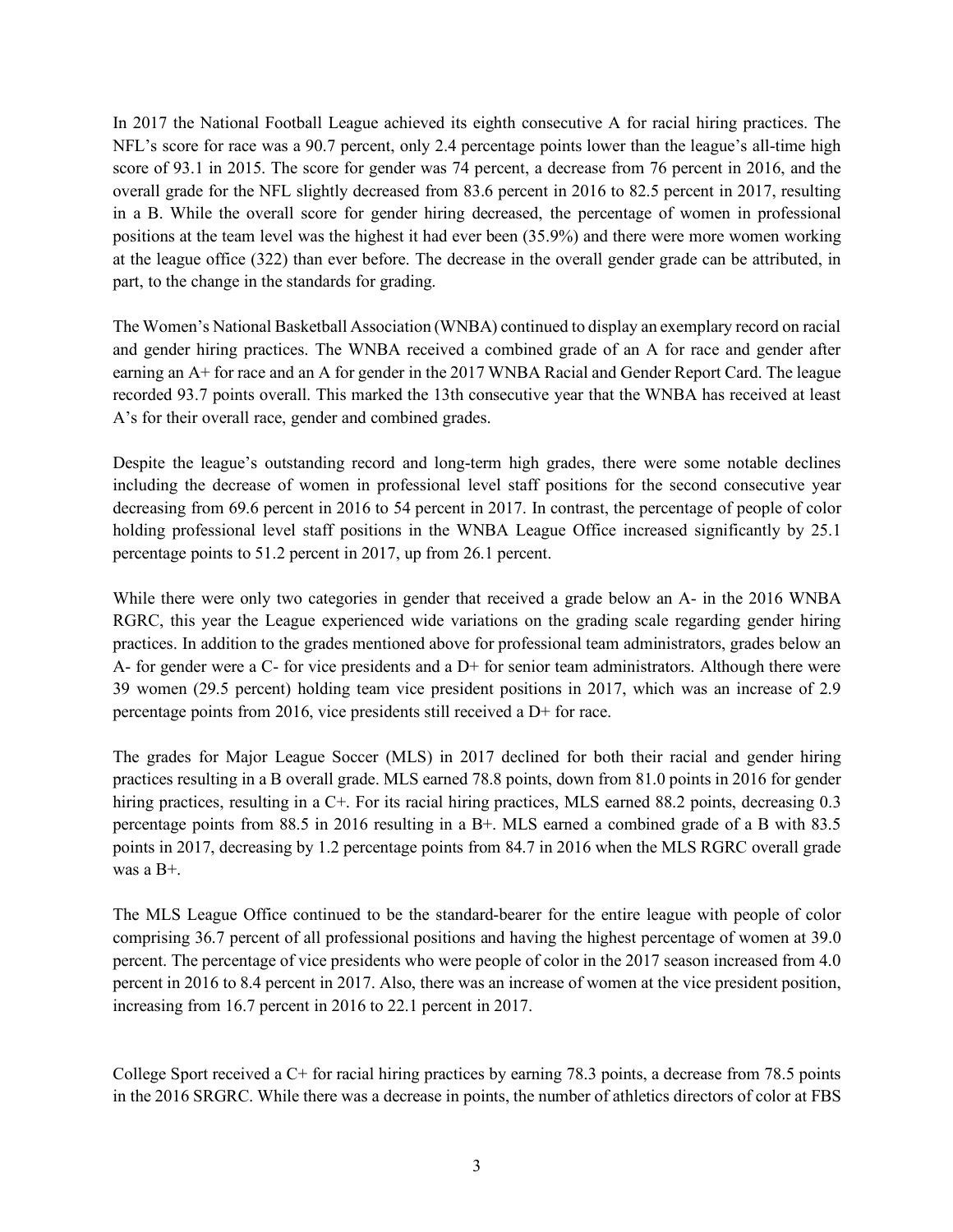In 2017 the National Football League achieved its eighth consecutive A for racial hiring practices. The NFL's score for race was a 90.7 percent, only 2.4 percentage points lower than the league's all-time high score of 93.1 in 2015. The score for gender was 74 percent, a decrease from 76 percent in 2016, and the overall grade for the NFL slightly decreased from 83.6 percent in 2016 to 82.5 percent in 2017, resulting in a B. While the overall score for gender hiring decreased, the percentage of women in professional positions at the team level was the highest it had ever been (35.9%) and there were more women working at the league office (322) than ever before. The decrease in the overall gender grade can be attributed, in part, to the change in the standards for grading.

The Women's National Basketball Association (WNBA) continued to display an exemplary record on racial and gender hiring practices. The WNBA received a combined grade of an A for race and gender after earning an A+ for race and an A for gender in the 2017 WNBA Racial and Gender Report Card. The league recorded 93.7 points overall. This marked the 13th consecutive year that the WNBA has received at least A's for their overall race, gender and combined grades.

Despite the league's outstanding record and long-term high grades, there were some notable declines including the decrease of women in professional level staff positions for the second consecutive year decreasing from 69.6 percent in 2016 to 54 percent in 2017. In contrast, the percentage of people of color holding professional level staff positions in the WNBA League Office increased significantly by 25.1 percentage points to 51.2 percent in 2017, up from 26.1 percent.

While there were only two categories in gender that received a grade below an A- in the 2016 WNBA RGRC, this year the League experienced wide variations on the grading scale regarding gender hiring practices. In addition to the grades mentioned above for professional team administrators, grades below an A- for gender were a C- for vice presidents and a D+ for senior team administrators. Although there were 39 women (29.5 percent) holding team vice president positions in 2017, which was an increase of 2.9 percentage points from 2016, vice presidents still received a D+ for race.

The grades for Major League Soccer (MLS) in 2017 declined for both their racial and gender hiring practices resulting in a B overall grade. MLS earned 78.8 points, down from 81.0 points in 2016 for gender hiring practices, resulting in a C+. For its racial hiring practices, MLS earned 88.2 points, decreasing 0.3 percentage points from 88.5 in 2016 resulting in a B+. MLS earned a combined grade of a B with 83.5 points in 2017, decreasing by 1.2 percentage points from 84.7 in 2016 when the MLS RGRC overall grade was a B+.

The MLS League Office continued to be the standard-bearer for the entire league with people of color comprising 36.7 percent of all professional positions and having the highest percentage of women at 39.0 percent. The percentage of vice presidents who were people of color in the 2017 season increased from 4.0 percent in 2016 to 8.4 percent in 2017. Also, there was an increase of women at the vice president position, increasing from 16.7 percent in 2016 to 22.1 percent in 2017.

College Sport received a C+ for racial hiring practices by earning 78.3 points, a decrease from 78.5 points in the 2016 SRGRC. While there was a decrease in points, the number of athletics directors of color at FBS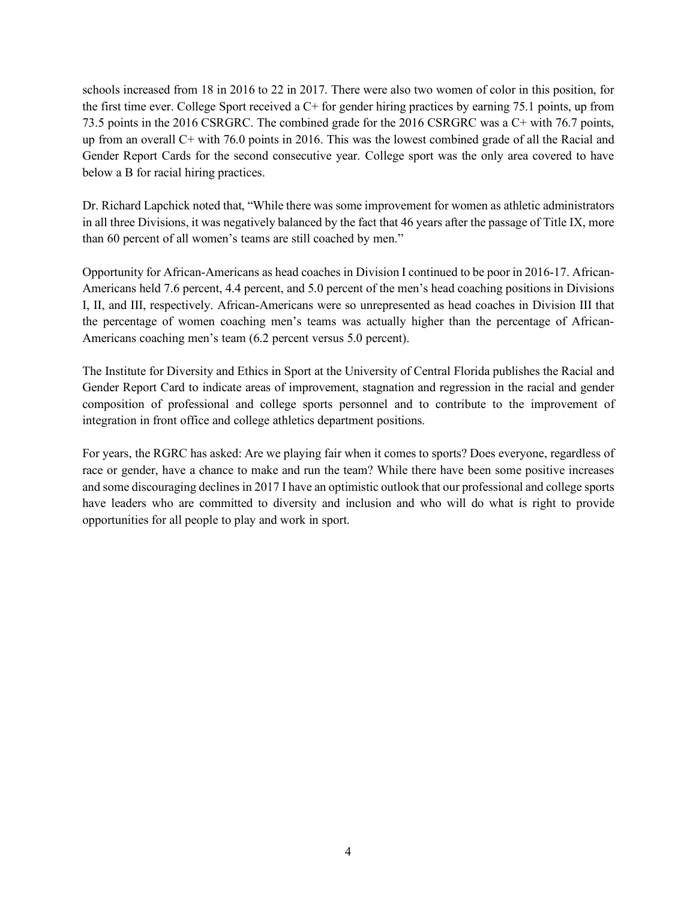schools increased from 18 in 2016 to 22 in 2017. There were also two women of color in this position, for the first time ever. College Sport received a C+ for gender hiring practices by earning 75.1 points, up from 73.5 points in the 2016 CSRGRC. The combined grade for the 2016 CSRGRC was a C+ with 76.7 points, up from an overall C+ with 76.0 points in 2016. This was the lowest combined grade of all the Racial and Gender Report Cards for the second consecutive year. College sport was the only area covered to have below a B for racial hiring practices.

Dr. Richard Lapchick noted that, "While there was some improvement for women as athletic administrators in all three Divisions, it was negatively balanced by the fact that 46 years after the passage of Title IX, more than 60 percent of all women's teams are still coached by men."

Opportunity for African-Americans as head coaches in Division I continued to be poor in 2016-17. African-Americans held 7.6 percent, 4.4 percent, and 5.0 percent of the men's head coaching positions in Divisions I, II, and III, respectively. African-Americans were so unrepresented as head coaches in Division III that the percentage of women coaching men's teams was actually higher than the percentage of African-Americans coaching men's team (6.2 percent versus 5.0 percent).

The Institute for Diversity and Ethics in Sport at the University of Central Florida publishes the Racial and Gender Report Card to indicate areas of improvement, stagnation and regression in the racial and gender composition of professional and college sports personnel and to contribute to the improvement of integration in front office and college athletics department positions.

For years, the RGRC has asked: Are we playing fair when it comes to sports? Does everyone, regardless of race or gender, have a chance to make and run the team? While there have been some positive increases and some discouraging declines in 2017 I have an optimistic outlook that our professional and college sports have leaders who are committed to diversity and inclusion and who will do what is right to provide opportunities for all people to play and work in sport.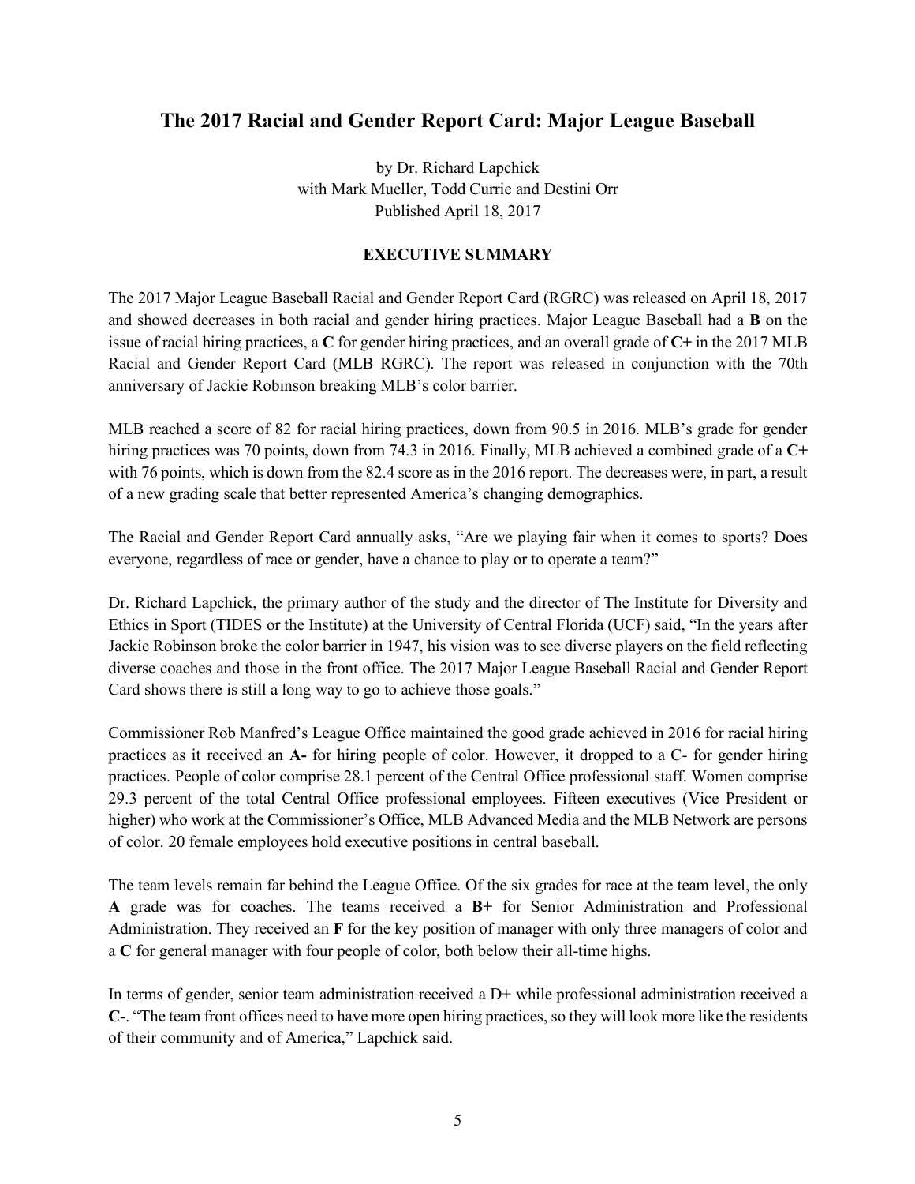## The 2017 Racial and Gender Report Card: Major League Baseball

by Dr. Richard Lapchick
with Mark Mueller, Todd Currie and Destini Orr
Published April 18, 2017

### EXECUTIVE SUMMARY

The 2017 Major League Baseball Racial and Gender Report Card (RGRC) was released on April 18, 2017 and showed decreases in both racial and gender hiring practices. Major League Baseball had a **B** on the issue of racial hiring practices, a **C** for gender hiring practices, and an overall grade of **C+** in the 2017 MLB Racial and Gender Report Card (MLB RGRC). The report was released in conjunction with the 70th anniversary of Jackie Robinson breaking MLB's color barrier.

MLB reached a score of 82 for racial hiring practices, down from 90.5 in 2016. MLB's grade for gender hiring practices was 70 points, down from 74.3 in 2016. Finally, MLB achieved a combined grade of a **C+** with 76 points, which is down from the 82.4 score as in the 2016 report. The decreases were, in part, a result of a new grading scale that better represented America's changing demographics.

The Racial and Gender Report Card annually asks, "Are we playing fair when it comes to sports? Does everyone, regardless of race or gender, have a chance to play or to operate a team?"

Dr. Richard Lapchick, the primary author of the study and the director of The Institute for Diversity and Ethics in Sport (TIDES or the Institute) at the University of Central Florida (UCF) said, "In the years after Jackie Robinson broke the color barrier in 1947, his vision was to see diverse players on the field reflecting diverse coaches and those in the front office. The 2017 Major League Baseball Racial and Gender Report Card shows there is still a long way to go to achieve those goals."

Commissioner Rob Manfred's League Office maintained the good grade achieved in 2016 for racial hiring practices as it received an **A-** for hiring people of color. However, it dropped to a C- for gender hiring practices. People of color comprise 28.1 percent of the Central Office professional staff. Women comprise 29.3 percent of the total Central Office professional employees. Fifteen executives (Vice President or higher) who work at the Commissioner's Office, MLB Advanced Media and the MLB Network are persons of color. 20 female employees hold executive positions in central baseball.

The team levels remain far behind the League Office. Of the six grades for race at the team level, the only **A** grade was for coaches. The teams received a **B+** for Senior Administration and Professional Administration. They received an **F** for the key position of manager with only three managers of color and a **C** for general manager with four people of color, both below their all-time highs.

In terms of gender, senior team administration received a D+ while professional administration received a **C-**. "The team front offices need to have more open hiring practices, so they will look more like the residents of their community and of America," Lapchick said.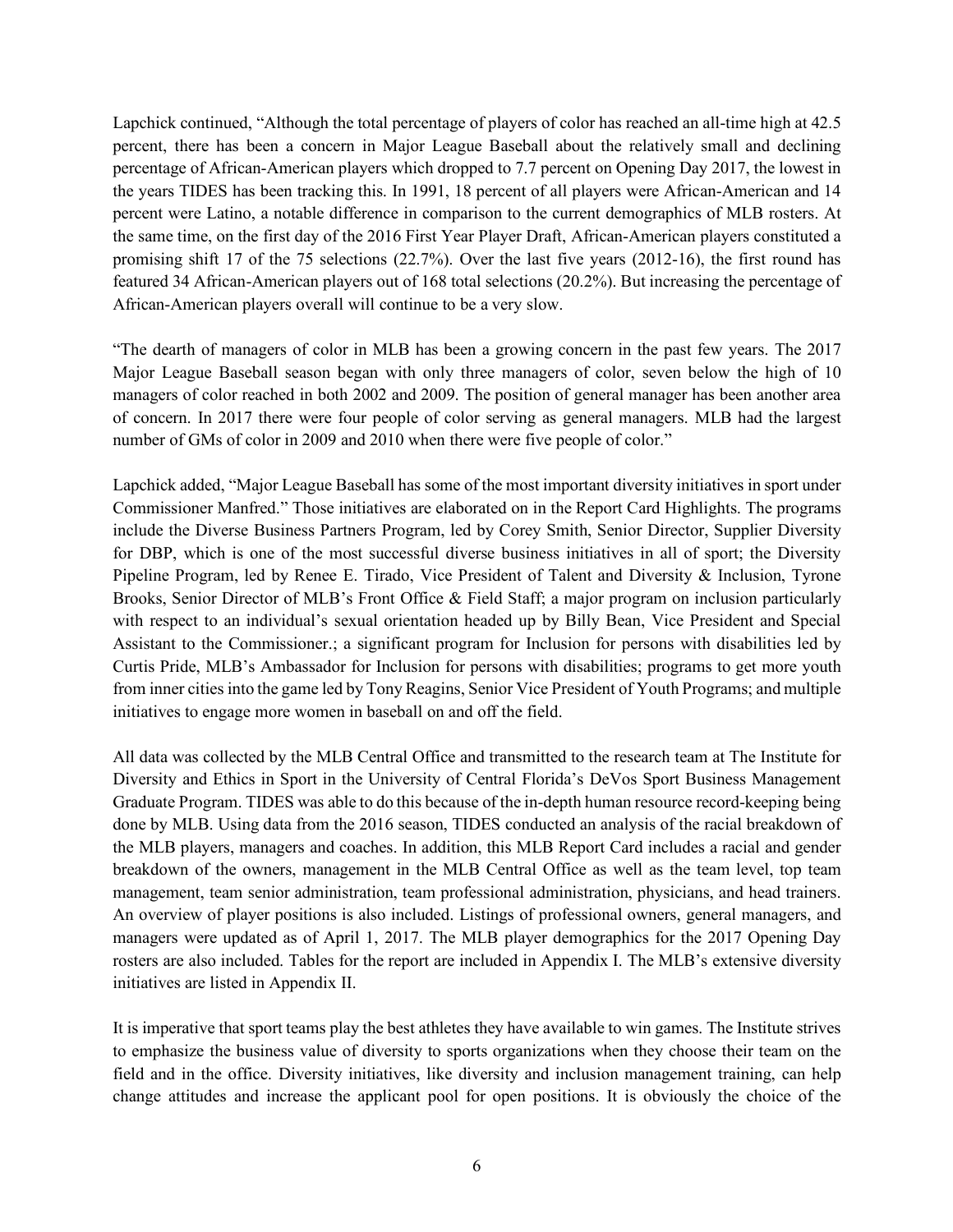Lapchick continued, "Although the total percentage of players of color has reached an all-time high at 42.5 percent, there has been a concern in Major League Baseball about the relatively small and declining percentage of African-American players which dropped to 7.7 percent on Opening Day 2017, the lowest in the years TIDES has been tracking this. In 1991, 18 percent of all players were African-American and 14 percent were Latino, a notable difference in comparison to the current demographics of MLB rosters. At the same time, on the first day of the 2016 First Year Player Draft, African-American players constituted a promising shift 17 of the 75 selections (22.7%). Over the last five years (2012-16), the first round has featured 34 African-American players out of 168 total selections (20.2%). But increasing the percentage of African-American players overall will continue to be a very slow.

"The dearth of managers of color in MLB has been a growing concern in the past few years. The 2017 Major League Baseball season began with only three managers of color, seven below the high of 10 managers of color reached in both 2002 and 2009. The position of general manager has been another area of concern. In 2017 there were four people of color serving as general managers. MLB had the largest number of GMs of color in 2009 and 2010 when there were five people of color."

Lapchick added, "Major League Baseball has some of the most important diversity initiatives in sport under Commissioner Manfred." Those initiatives are elaborated on in the Report Card Highlights. The programs include the Diverse Business Partners Program, led by Corey Smith, Senior Director, Supplier Diversity for DBP, which is one of the most successful diverse business initiatives in all of sport; the Diversity Pipeline Program, led by Renee E. Tirado, Vice President of Talent and Diversity & Inclusion, Tyrone Brooks, Senior Director of MLB's Front Office & Field Staff; a major program on inclusion particularly with respect to an individual's sexual orientation headed up by Billy Bean, Vice President and Special Assistant to the Commissioner.; a significant program for Inclusion for persons with disabilities led by Curtis Pride, MLB's Ambassador for Inclusion for persons with disabilities; programs to get more youth from inner cities into the game led by Tony Reagins, Senior Vice President of Youth Programs; and multiple initiatives to engage more women in baseball on and off the field.

All data was collected by the MLB Central Office and transmitted to the research team at The Institute for Diversity and Ethics in Sport in the University of Central Florida's DeVos Sport Business Management Graduate Program. TIDES was able to do this because of the in-depth human resource record-keeping being done by MLB. Using data from the 2016 season, TIDES conducted an analysis of the racial breakdown of the MLB players, managers and coaches. In addition, this MLB Report Card includes a racial and gender breakdown of the owners, management in the MLB Central Office as well as the team level, top team management, team senior administration, team professional administration, physicians, and head trainers. An overview of player positions is also included. Listings of professional owners, general managers, and managers were updated as of April 1, 2017. The MLB player demographics for the 2017 Opening Day rosters are also included. Tables for the report are included in Appendix I. The MLB's extensive diversity initiatives are listed in Appendix II.

It is imperative that sport teams play the best athletes they have available to win games. The Institute strives to emphasize the business value of diversity to sports organizations when they choose their team on the field and in the office. Diversity initiatives, like diversity and inclusion management training, can help change attitudes and increase the applicant pool for open positions. It is obviously the choice of the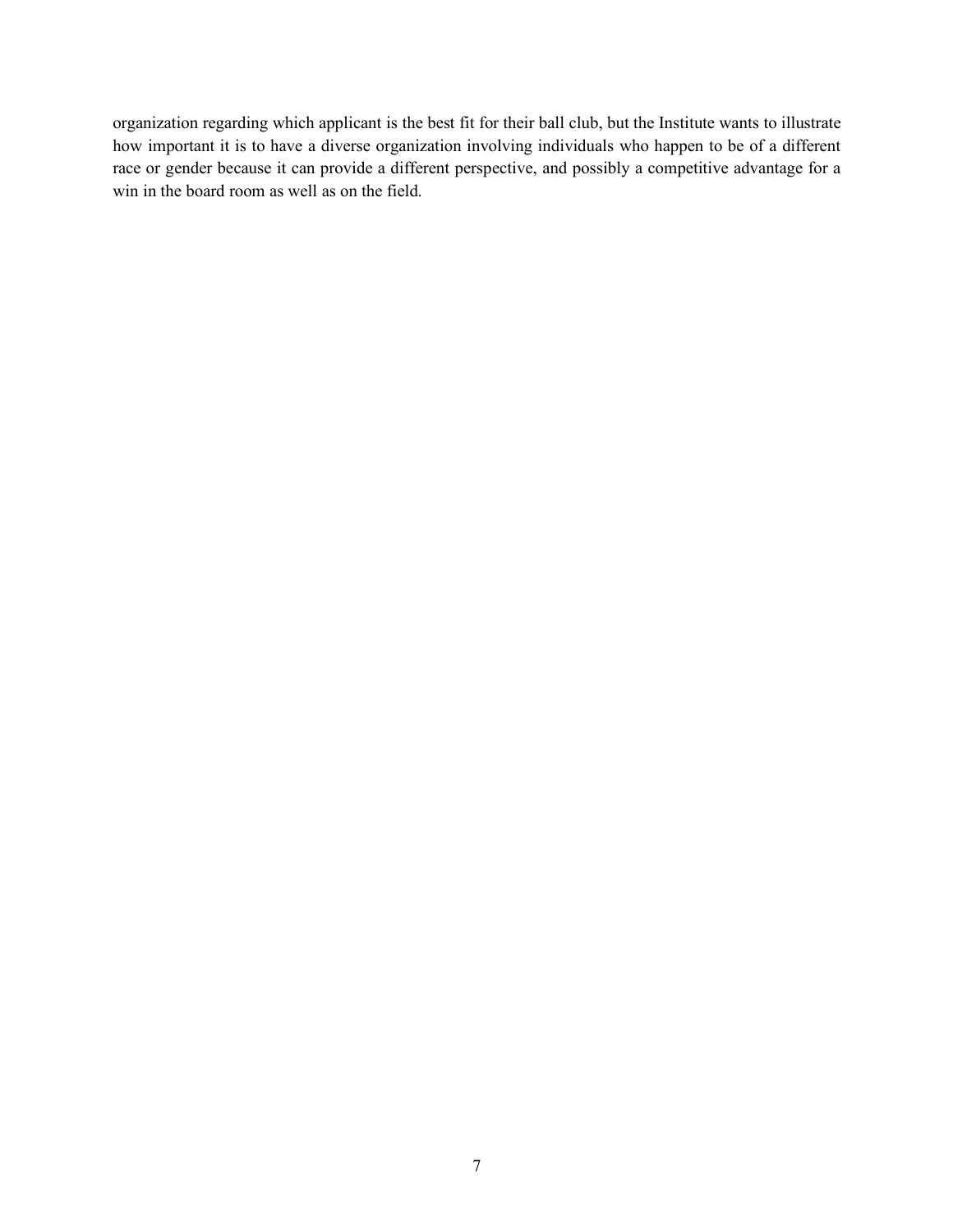organization regarding which applicant is the best fit for their ball club, but the Institute wants to illustrate how important it is to have a diverse organization involving individuals who happen to be of a different race or gender because it can provide a different perspective, and possibly a competitive advantage for a win in the board room as well as on the field.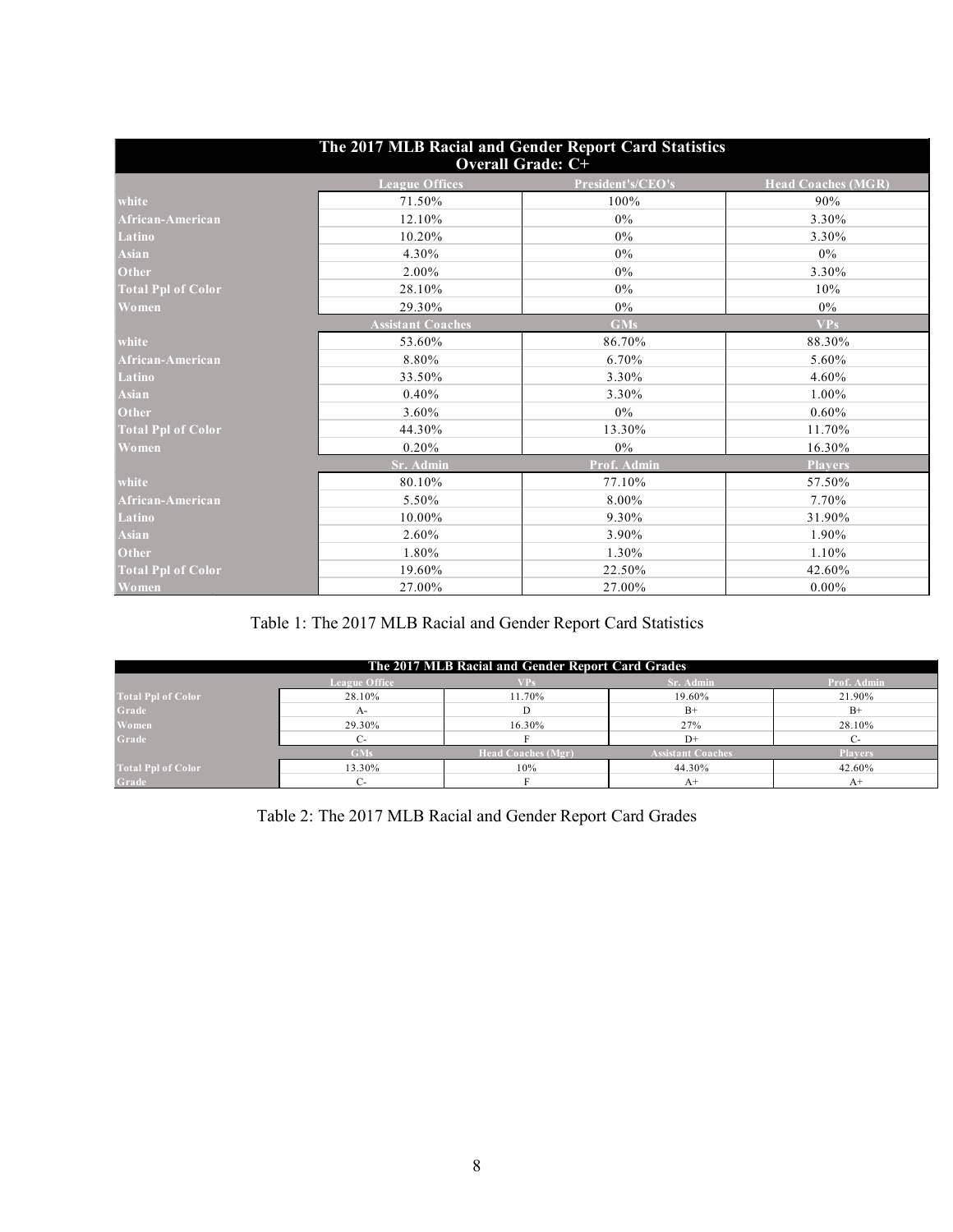| The 2017 MLB Racial and Gender Report Card Statistics<br>Overall Grade: C+ | | | |
|---|---|---|---|
| | League Offices | President's/CEO's | Head Coaches (MGR) |
| white | 71.50% | 100% | 90% |
| African-American | 12.10% | 0% | 3.30% |
| Latino | 10.20% | 0% | 3.30% |
| Asian | 4.30% | 0% | 0% |
| Other | 2.00% | 0% | 3.30% |
| Total Ppl of Color | 28.10% | 0% | 10% |
| Women | 29.30% | 0% | 0% |
| | Assistant Coaches | GMs | VPs |
| white | 53.60% | 86.70% | 88.30% |
| African-American | 8.80% | 6.70% | 5.60% |
| Latino | 33.50% | 3.30% | 4.60% |
| Asian | 0.40% | 3.30% | 1.00% |
| Other | 3.60% | 0% | 0.60% |
| Total Ppl of Color | 44.30% | 13.30% | 11.70% |
| Women | 0.20% | 0% | 16.30% |
| | Sr. Admin | Prof. Admin | Players |
| white | 80.10% | 77.10% | 57.50% |
| African-American | 5.50% | 8.00% | 7.70% |
| Latino | 10.00% | 9.30% | 31.90% |
| Asian | 2.60% | 3.90% | 1.90% |
| Other | 1.80% | 1.30% | 1.10% |
| Total Ppl of Color | 19.60% | 22.50% | 42.60% |
| Women | 27.00% | 27.00% | 0.00% |

Table 1: The 2017 MLB Racial and Gender Report Card Statistics

| The 2017 MLB Racial and Gender Report Card Grades | | | | |
|---|---|---|---|---|
| | League Office | VPs | Sr. Admin | Prof. Admin |
| Total Ppl of Color | 28.10% | 11.70% | 19.60% | 21.90% |
| Grade | A- | D | B+ | B+ |
| Women | 29.30% | 16.30% | 27% | 28.10% |
| Grade | C- | F | D+ | C- |
| | GMs | Head Coaches (Mgr) | Assistant Coaches | Players |
| Total Ppl of Color | 13.30% | 10% | 44.30% | 42.60% |
| Grade | C- | F | A+ | A+ |

Table 2: The 2017 MLB Racial and Gender Report Card Grades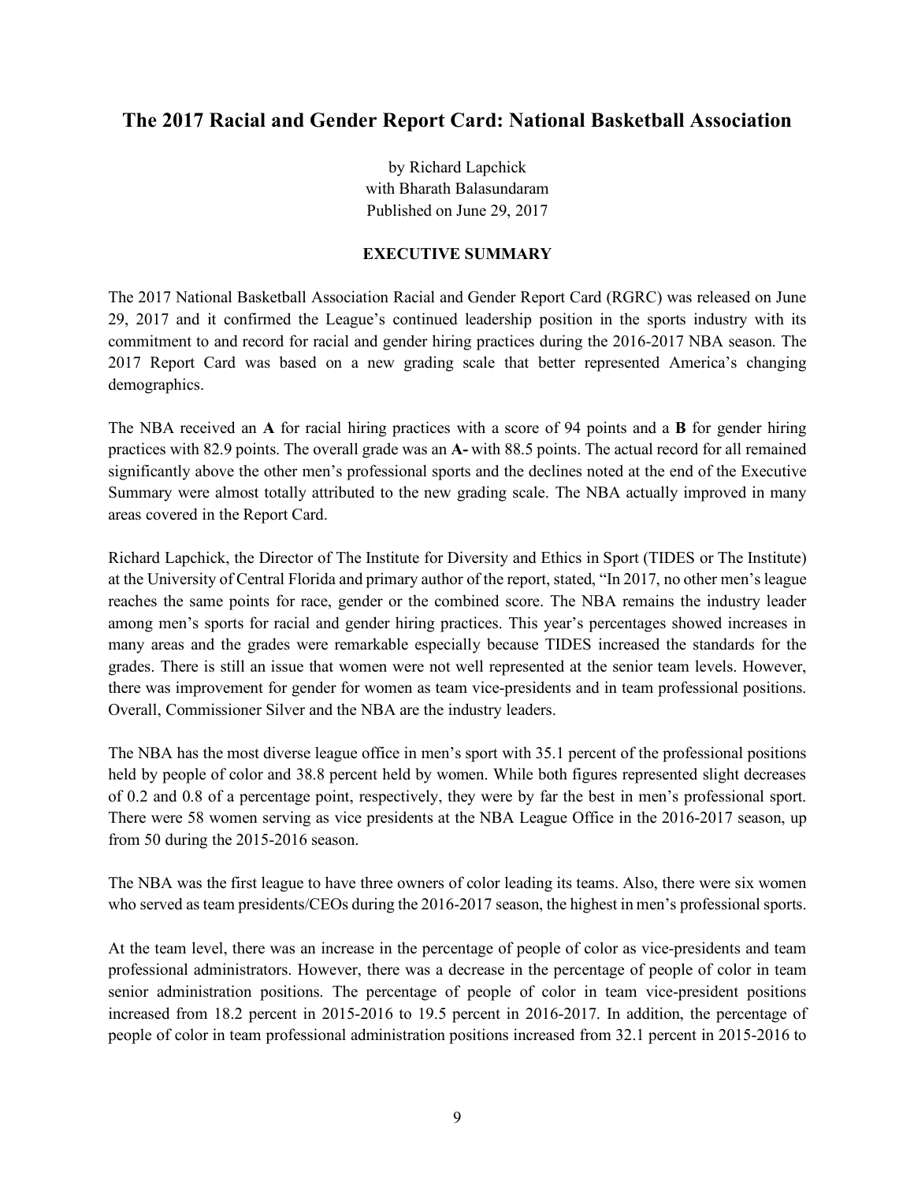## The 2017 Racial and Gender Report Card: National Basketball Association

by Richard Lapchick
with Bharath Balasundaram
Published on June 29, 2017

**EXECUTIVE SUMMARY**

The 2017 National Basketball Association Racial and Gender Report Card (RGRC) was released on June 29, 2017 and it confirmed the League's continued leadership position in the sports industry with its commitment to and record for racial and gender hiring practices during the 2016-2017 NBA season. The 2017 Report Card was based on a new grading scale that better represented America's changing demographics.

The NBA received an **A** for racial hiring practices with a score of 94 points and a **B** for gender hiring practices with 82.9 points. The overall grade was an **A-** with 88.5 points. The actual record for all remained significantly above the other men's professional sports and the declines noted at the end of the Executive Summary were almost totally attributed to the new grading scale. The NBA actually improved in many areas covered in the Report Card.

Richard Lapchick, the Director of The Institute for Diversity and Ethics in Sport (TIDES or The Institute) at the University of Central Florida and primary author of the report, stated, "In 2017, no other men's league reaches the same points for race, gender or the combined score. The NBA remains the industry leader among men's sports for racial and gender hiring practices. This year's percentages showed increases in many areas and the grades were remarkable especially because TIDES increased the standards for the grades. There is still an issue that women were not well represented at the senior team levels. However, there was improvement for gender for women as team vice-presidents and in team professional positions. Overall, Commissioner Silver and the NBA are the industry leaders.

The NBA has the most diverse league office in men's sport with 35.1 percent of the professional positions held by people of color and 38.8 percent held by women. While both figures represented slight decreases of 0.2 and 0.8 of a percentage point, respectively, they were by far the best in men's professional sport. There were 58 women serving as vice presidents at the NBA League Office in the 2016-2017 season, up from 50 during the 2015-2016 season.

The NBA was the first league to have three owners of color leading its teams. Also, there were six women who served as team presidents/CEOs during the 2016-2017 season, the highest in men's professional sports.

At the team level, there was an increase in the percentage of people of color as vice-presidents and team professional administrators. However, there was a decrease in the percentage of people of color in team senior administration positions. The percentage of people of color in team vice-president positions increased from 18.2 percent in 2015-2016 to 19.5 percent in 2016-2017. In addition, the percentage of people of color in team professional administration positions increased from 32.1 percent in 2015-2016 to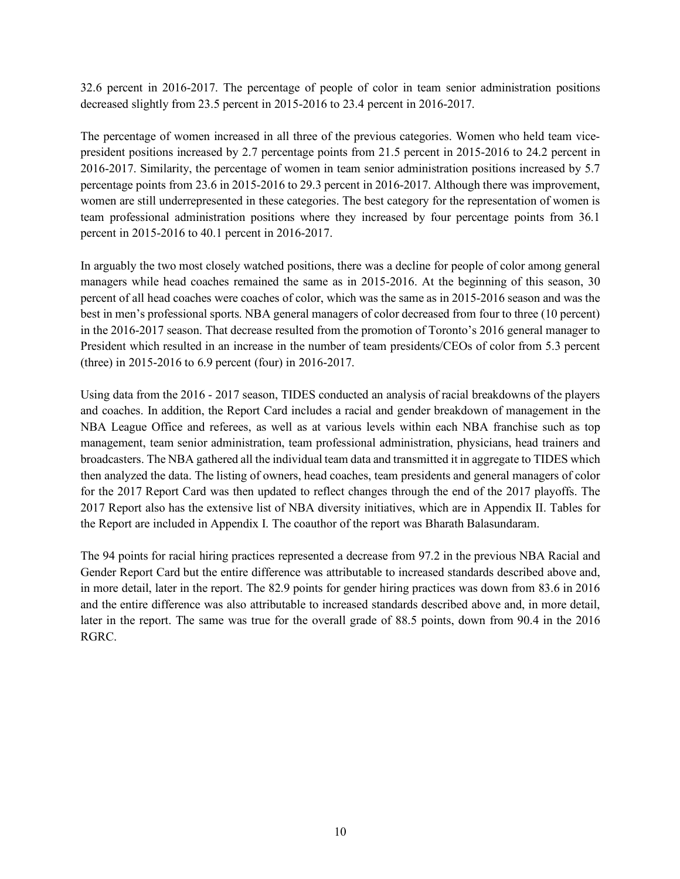32.6 percent in 2016-2017. The percentage of people of color in team senior administration positions decreased slightly from 23.5 percent in 2015-2016 to 23.4 percent in 2016-2017.

The percentage of women increased in all three of the previous categories. Women who held team vice-president positions increased by 2.7 percentage points from 21.5 percent in 2015-2016 to 24.2 percent in 2016-2017. Similarity, the percentage of women in team senior administration positions increased by 5.7 percentage points from 23.6 in 2015-2016 to 29.3 percent in 2016-2017. Although there was improvement, women are still underrepresented in these categories. The best category for the representation of women is team professional administration positions where they increased by four percentage points from 36.1 percent in 2015-2016 to 40.1 percent in 2016-2017.

In arguably the two most closely watched positions, there was a decline for people of color among general managers while head coaches remained the same as in 2015-2016. At the beginning of this season, 30 percent of all head coaches were coaches of color, which was the same as in 2015-2016 season and was the best in men's professional sports. NBA general managers of color decreased from four to three (10 percent) in the 2016-2017 season. That decrease resulted from the promotion of Toronto's 2016 general manager to President which resulted in an increase in the number of team presidents/CEOs of color from 5.3 percent (three) in 2015-2016 to 6.9 percent (four) in 2016-2017.

Using data from the 2016 - 2017 season, TIDES conducted an analysis of racial breakdowns of the players and coaches. In addition, the Report Card includes a racial and gender breakdown of management in the NBA League Office and referees, as well as at various levels within each NBA franchise such as top management, team senior administration, team professional administration, physicians, head trainers and broadcasters. The NBA gathered all the individual team data and transmitted it in aggregate to TIDES which then analyzed the data. The listing of owners, head coaches, team presidents and general managers of color for the 2017 Report Card was then updated to reflect changes through the end of the 2017 playoffs. The 2017 Report also has the extensive list of NBA diversity initiatives, which are in Appendix II. Tables for the Report are included in Appendix I. The coauthor of the report was Bharath Balasundaram.

The 94 points for racial hiring practices represented a decrease from 97.2 in the previous NBA Racial and Gender Report Card but the entire difference was attributable to increased standards described above and, in more detail, later in the report. The 82.9 points for gender hiring practices was down from 83.6 in 2016 and the entire difference was also attributable to increased standards described above and, in more detail, later in the report. The same was true for the overall grade of 88.5 points, down from 90.4 in the 2016 RGRC.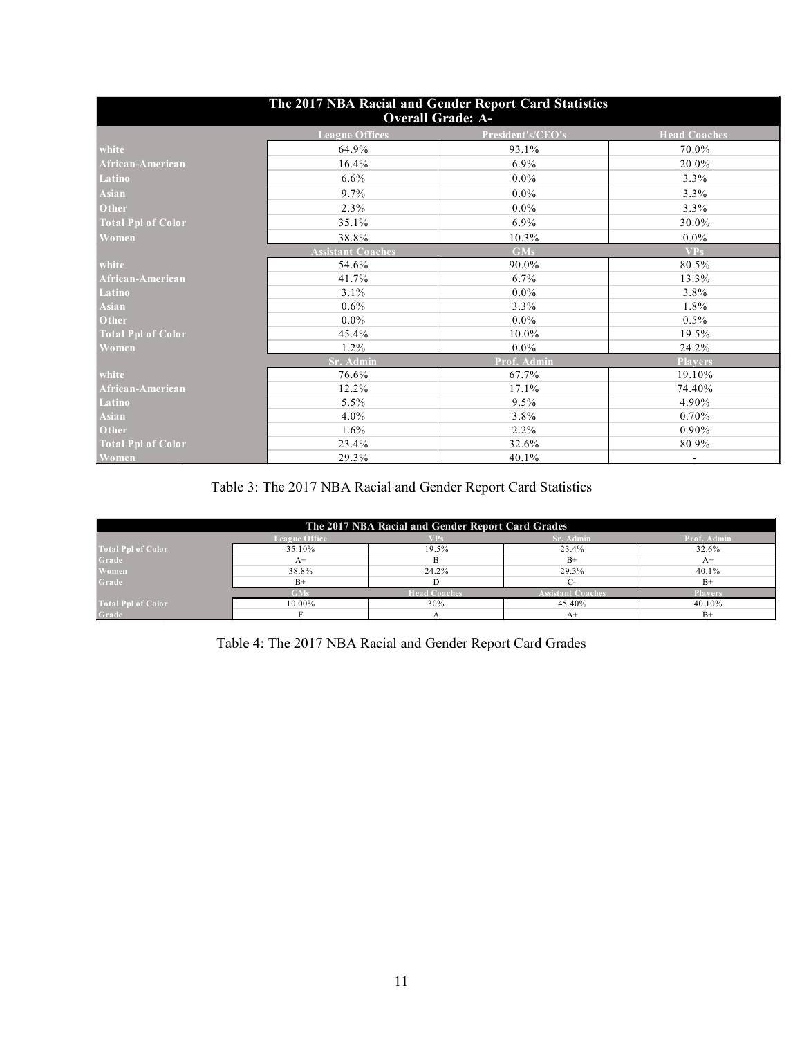| The 2017 NBA Racial and Gender Report Card Statistics Overall Grade: A- | | | |
|---|---|---|---|
| | League Offices | President's/CEO's | Head Coaches |
| white | 64.9% | 93.1% | 70.0% |
| African-American | 16.4% | 6.9% | 20.0% |
| Latino | 6.6% | 0.0% | 3.3% |
| Asian | 9.7% | 0.0% | 3.3% |
| Other | 2.3% | 0.0% | 3.3% |
| Total Ppl of Color | 35.1% | 6.9% | 30.0% |
| Women | 38.8% | 10.3% | 0.0% |
| | Assistant Coaches | GMs | VPs |
| white | 54.6% | 90.0% | 80.5% |
| African-American | 41.7% | 6.7% | 13.3% |
| Latino | 3.1% | 0.0% | 3.8% |
| Asian | 0.6% | 3.3% | 1.8% |
| Other | 0.0% | 0.0% | 0.5% |
| Total Ppl of Color | 45.4% | 10.0% | 19.5% |
| Women | 1.2% | 0.0% | 24.2% |
| | Sr. Admin | Prof. Admin | Players |
| white | 76.6% | 67.7% | 19.10% |
| African-American | 12.2% | 17.1% | 74.40% |
| Latino | 5.5% | 9.5% | 4.90% |
| Asian | 4.0% | 3.8% | 0.70% |
| Other | 1.6% | 2.2% | 0.90% |
| Total Ppl of Color | 23.4% | 32.6% | 80.9% |
| Women | 29.3% | 40.1% | - |

Table 3: The 2017 NBA Racial and Gender Report Card Statistics

| The 2017 NBA Racial and Gender Report Card Grades | | | | |
|---|---|---|---|---|
| | League Office | VPs | Sr. Admin | Prof. Admin |
| Total Ppl of Color | 35.10% | 19.5% | 23.4% | 32.6% |
| Grade | A+ | B | B+ | A+ |
| Women | 38.8% | 24.2% | 29.3% | 40.1% |
| Grade | B+ | D | C- | B+ |
| | GMs | Head Coaches | Assistant Coaches | Players |
| Total Ppl of Color | 10.00% | 30% | 45.40% | 40.10% |
| Grade | F | A | A+ | B+ |

Table 4: The 2017 NBA Racial and Gender Report Card Grades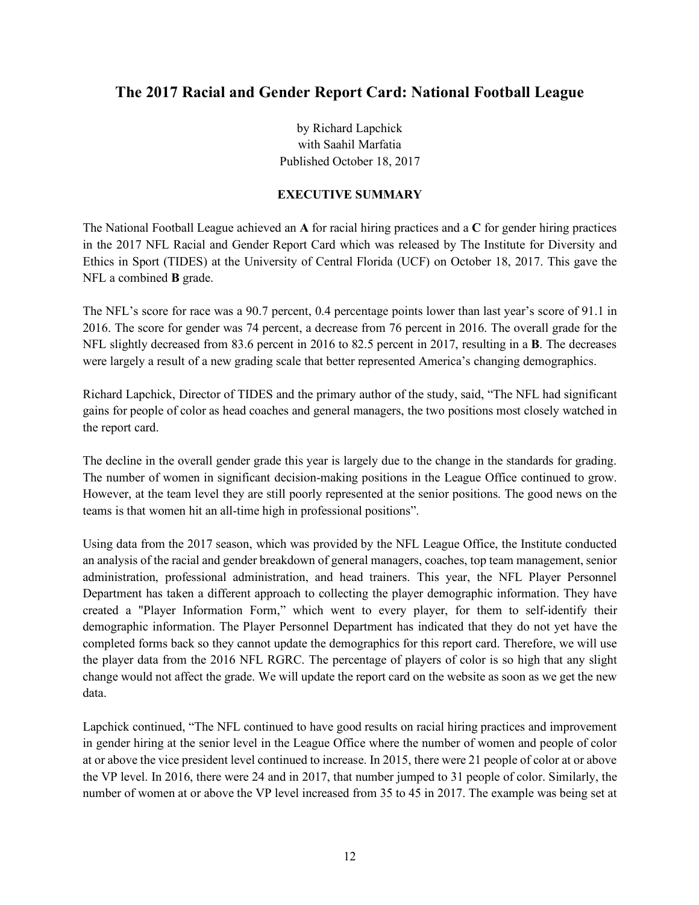## The 2017 Racial and Gender Report Card: National Football League

by Richard Lapchick
with Saahil Marfatia
Published October 18, 2017

**EXECUTIVE SUMMARY**

The National Football League achieved an **A** for racial hiring practices and a **C** for gender hiring practices in the 2017 NFL Racial and Gender Report Card which was released by The Institute for Diversity and Ethics in Sport (TIDES) at the University of Central Florida (UCF) on October 18, 2017. This gave the NFL a combined **B** grade.

The NFL's score for race was a 90.7 percent, 0.4 percentage points lower than last year's score of 91.1 in 2016. The score for gender was 74 percent, a decrease from 76 percent in 2016. The overall grade for the NFL slightly decreased from 83.6 percent in 2016 to 82.5 percent in 2017, resulting in a **B**. The decreases were largely a result of a new grading scale that better represented America's changing demographics.

Richard Lapchick, Director of TIDES and the primary author of the study, said, "The NFL had significant gains for people of color as head coaches and general managers, the two positions most closely watched in the report card.

The decline in the overall gender grade this year is largely due to the change in the standards for grading. The number of women in significant decision-making positions in the League Office continued to grow. However, at the team level they are still poorly represented at the senior positions. The good news on the teams is that women hit an all-time high in professional positions".

Using data from the 2017 season, which was provided by the NFL League Office, the Institute conducted an analysis of the racial and gender breakdown of general managers, coaches, top team management, senior administration, professional administration, and head trainers. This year, the NFL Player Personnel Department has taken a different approach to collecting the player demographic information. They have created a "Player Information Form," which went to every player, for them to self-identify their demographic information. The Player Personnel Department has indicated that they do not yet have the completed forms back so they cannot update the demographics for this report card. Therefore, we will use the player data from the 2016 NFL RGRC. The percentage of players of color is so high that any slight change would not affect the grade. We will update the report card on the website as soon as we get the new data.

Lapchick continued, "The NFL continued to have good results on racial hiring practices and improvement in gender hiring at the senior level in the League Office where the number of women and people of color at or above the vice president level continued to increase. In 2015, there were 21 people of color at or above the VP level. In 2016, there were 24 and in 2017, that number jumped to 31 people of color. Similarly, the number of women at or above the VP level increased from 35 to 45 in 2017. The example was being set at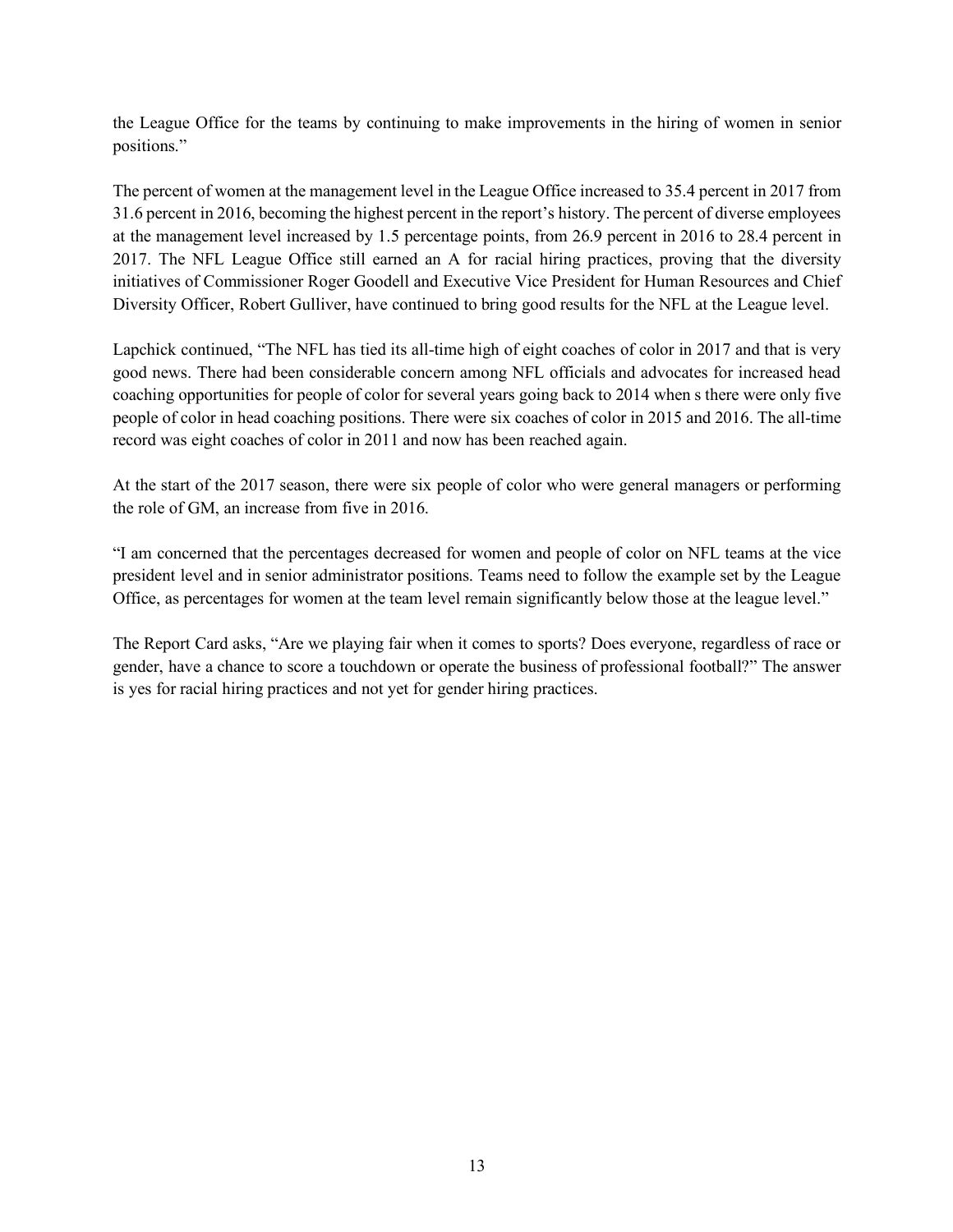the League Office for the teams by continuing to make improvements in the hiring of women in senior positions."

The percent of women at the management level in the League Office increased to 35.4 percent in 2017 from 31.6 percent in 2016, becoming the highest percent in the report's history. The percent of diverse employees at the management level increased by 1.5 percentage points, from 26.9 percent in 2016 to 28.4 percent in 2017. The NFL League Office still earned an A for racial hiring practices, proving that the diversity initiatives of Commissioner Roger Goodell and Executive Vice President for Human Resources and Chief Diversity Officer, Robert Gulliver, have continued to bring good results for the NFL at the League level.

Lapchick continued, "The NFL has tied its all-time high of eight coaches of color in 2017 and that is very good news. There had been considerable concern among NFL officials and advocates for increased head coaching opportunities for people of color for several years going back to 2014 when s there were only five people of color in head coaching positions. There were six coaches of color in 2015 and 2016. The all-time record was eight coaches of color in 2011 and now has been reached again.

At the start of the 2017 season, there were six people of color who were general managers or performing the role of GM, an increase from five in 2016.

"I am concerned that the percentages decreased for women and people of color on NFL teams at the vice president level and in senior administrator positions. Teams need to follow the example set by the League Office, as percentages for women at the team level remain significantly below those at the league level."

The Report Card asks, "Are we playing fair when it comes to sports? Does everyone, regardless of race or gender, have a chance to score a touchdown or operate the business of professional football?" The answer is yes for racial hiring practices and not yet for gender hiring practices.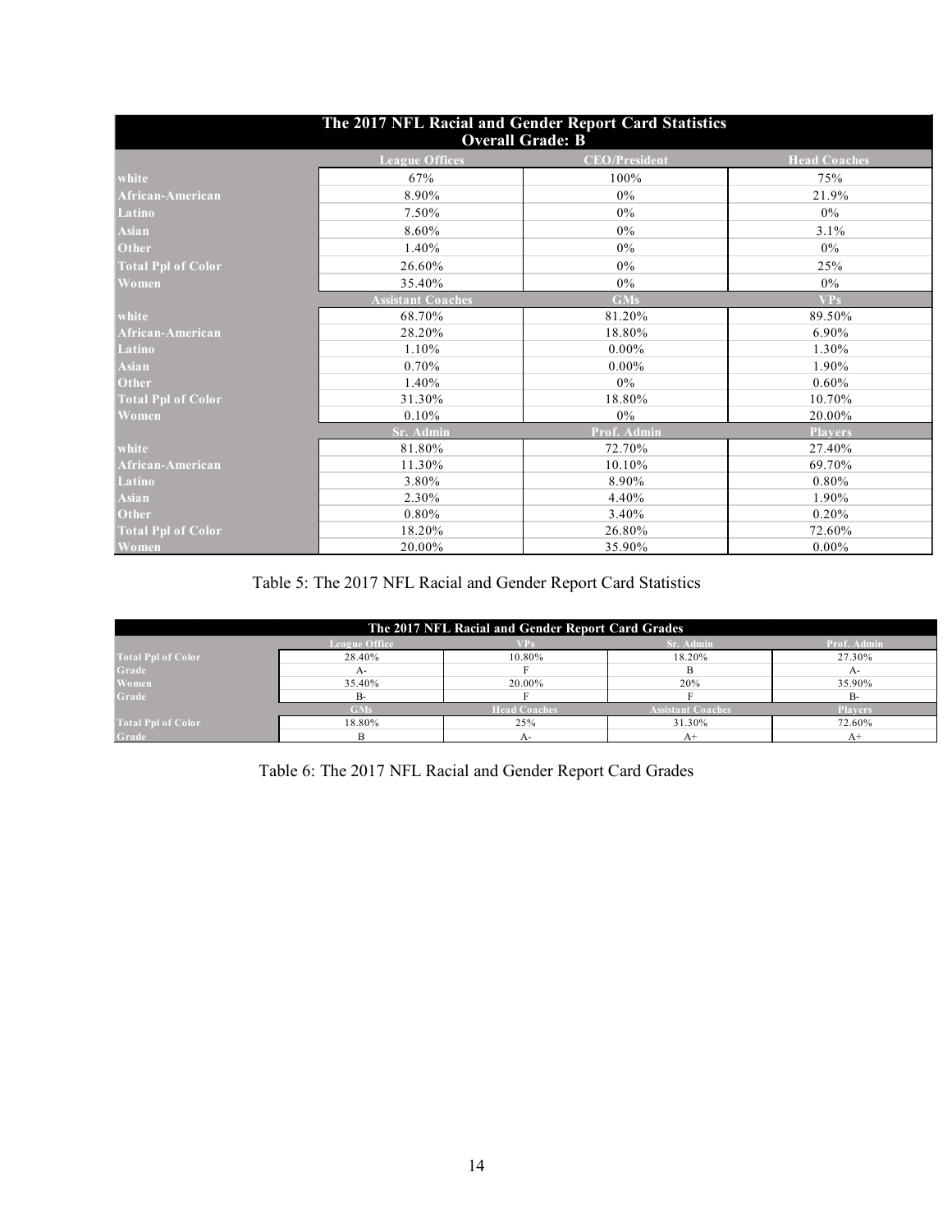| The 2017 NFL Racial and Gender Report Card Statistics<br>Overall Grade: B | | | |
|---|---|---|---|
| | **League Offices** | **CEO/President** | **Head Coaches** |
| white | 67% | 100% | 75% |
| African-American | 8.90% | 0% | 21.9% |
| Latino | 7.50% | 0% | 0% |
| Asian | 8.60% | 0% | 3.1% |
| Other | 1.40% | 0% | 0% |
| Total Ppl of Color | 26.60% | 0% | 25% |
| Women | 35.40% | 0% | 0% |
| | **Assistant Coaches** | **GMs** | **VPs** |
| white | 68.70% | 81.20% | 89.50% |
| African-American | 28.20% | 18.80% | 6.90% |
| Latino | 1.10% | 0.00% | 1.30% |
| Asian | 0.70% | 0.00% | 1.90% |
| Other | 1.40% | 0% | 0.60% |
| Total Ppl of Color | 31.30% | 18.80% | 10.70% |
| Women | 0.10% | 0% | 20.00% |
| | **Sr. Admin** | **Prof. Admin** | **Players** |
| white | 81.80% | 72.70% | 27.40% |
| African-American | 11.30% | 10.10% | 69.70% |
| Latino | 3.80% | 8.90% | 0.80% |
| Asian | 2.30% | 4.40% | 1.90% |
| Other | 0.80% | 3.40% | 0.20% |
| Total Ppl of Color | 18.20% | 26.80% | 72.60% |
| Women | 20.00% | 35.90% | 0.00% |

Table 5: The 2017 NFL Racial and Gender Report Card Statistics

| The 2017 NFL Racial and Gender Report Card Grades | | | | |
|---|---|---|---|---|
| | **League Office** | **VPs** | **Sr. Admin** | **Prof. Admin** |
| Total Ppl of Color | 28.40% | 10.80% | 18.20% | 27.30% |
| Grade | A- | F | B | A- |
| Women | 35.40% | 20.00% | 20% | 35.90% |
| Grade | B- | F | F | B- |
| | **GMs** | **Head Coaches** | **Assistant Coaches** | **Players** |
| Total Ppl of Color | 18.80% | 25% | 31.30% | 72.60% |
| Grade | B | A- | A+ | A+ |

Table 6: The 2017 NFL Racial and Gender Report Card Grades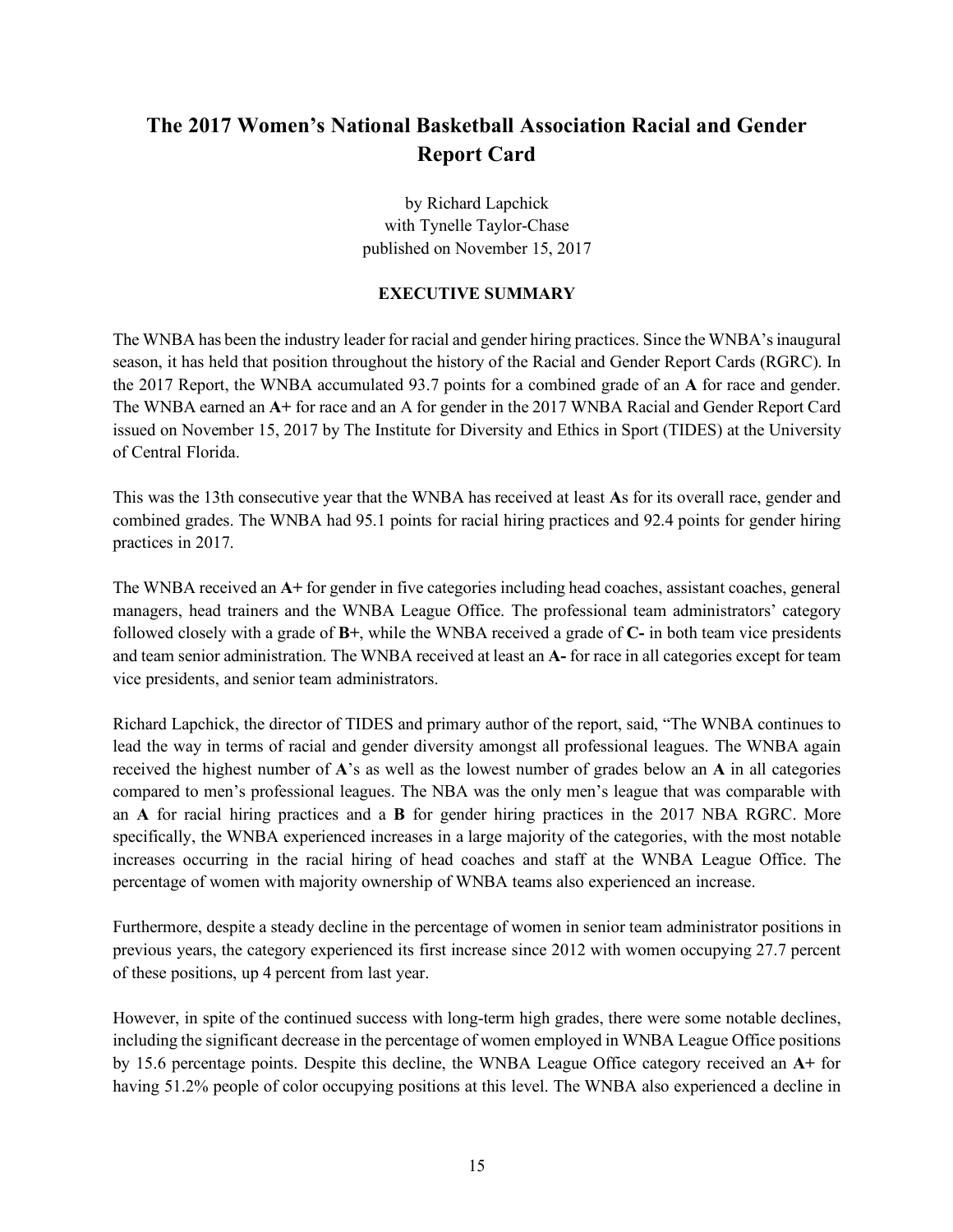# The 2017 Women's National Basketball Association Racial and Gender Report Card

by Richard Lapchick
with Tynelle Taylor-Chase
published on November 15, 2017

## EXECUTIVE SUMMARY

The WNBA has been the industry leader for racial and gender hiring practices. Since the WNBA's inaugural season, it has held that position throughout the history of the Racial and Gender Report Cards (RGRC). In the 2017 Report, the WNBA accumulated 93.7 points for a combined grade of an **A** for race and gender. The WNBA earned an **A+** for race and an A for gender in the 2017 WNBA Racial and Gender Report Card issued on November 15, 2017 by The Institute for Diversity and Ethics in Sport (TIDES) at the University of Central Florida.

This was the 13th consecutive year that the WNBA has received at least **A**s for its overall race, gender and combined grades. The WNBA had 95.1 points for racial hiring practices and 92.4 points for gender hiring practices in 2017.

The WNBA received an **A+** for gender in five categories including head coaches, assistant coaches, general managers, head trainers and the WNBA League Office. The professional team administrators' category followed closely with a grade of **B+**, while the WNBA received a grade of **C-** in both team vice presidents and team senior administration. The WNBA received at least an **A-** for race in all categories except for team vice presidents, and senior team administrators.

Richard Lapchick, the director of TIDES and primary author of the report, said, "The WNBA continues to lead the way in terms of racial and gender diversity amongst all professional leagues. The WNBA again received the highest number of **A**'s as well as the lowest number of grades below an **A** in all categories compared to men's professional leagues. The NBA was the only men's league that was comparable with an **A** for racial hiring practices and a **B** for gender hiring practices in the 2017 NBA RGRC. More specifically, the WNBA experienced increases in a large majority of the categories, with the most notable increases occurring in the racial hiring of head coaches and staff at the WNBA League Office. The percentage of women with majority ownership of WNBA teams also experienced an increase.

Furthermore, despite a steady decline in the percentage of women in senior team administrator positions in previous years, the category experienced its first increase since 2012 with women occupying 27.7 percent of these positions, up 4 percent from last year.

However, in spite of the continued success with long-term high grades, there were some notable declines, including the significant decrease in the percentage of women employed in WNBA League Office positions by 15.6 percentage points. Despite this decline, the WNBA League Office category received an **A+** for having 51.2% people of color occupying positions at this level. The WNBA also experienced a decline in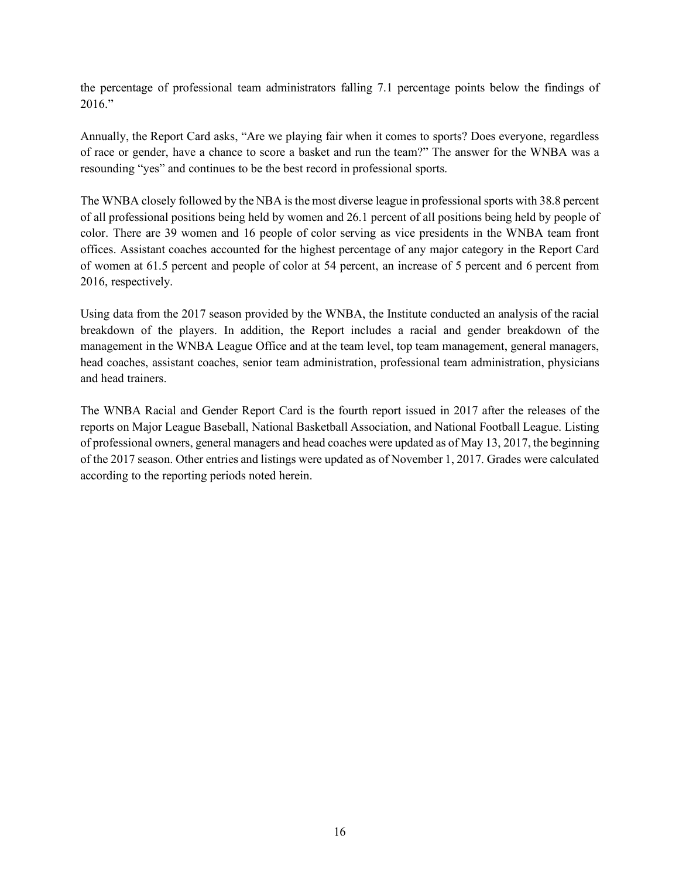the percentage of professional team administrators falling 7.1 percentage points below the findings of 2016."

Annually, the Report Card asks, "Are we playing fair when it comes to sports? Does everyone, regardless of race or gender, have a chance to score a basket and run the team?" The answer for the WNBA was a resounding "yes" and continues to be the best record in professional sports.

The WNBA closely followed by the NBA is the most diverse league in professional sports with 38.8 percent of all professional positions being held by women and 26.1 percent of all positions being held by people of color. There are 39 women and 16 people of color serving as vice presidents in the WNBA team front offices. Assistant coaches accounted for the highest percentage of any major category in the Report Card of women at 61.5 percent and people of color at 54 percent, an increase of 5 percent and 6 percent from 2016, respectively.

Using data from the 2017 season provided by the WNBA, the Institute conducted an analysis of the racial breakdown of the players. In addition, the Report includes a racial and gender breakdown of the management in the WNBA League Office and at the team level, top team management, general managers, head coaches, assistant coaches, senior team administration, professional team administration, physicians and head trainers.

The WNBA Racial and Gender Report Card is the fourth report issued in 2017 after the releases of the reports on Major League Baseball, National Basketball Association, and National Football League. Listing of professional owners, general managers and head coaches were updated as of May 13, 2017, the beginning of the 2017 season. Other entries and listings were updated as of November 1, 2017. Grades were calculated according to the reporting periods noted herein.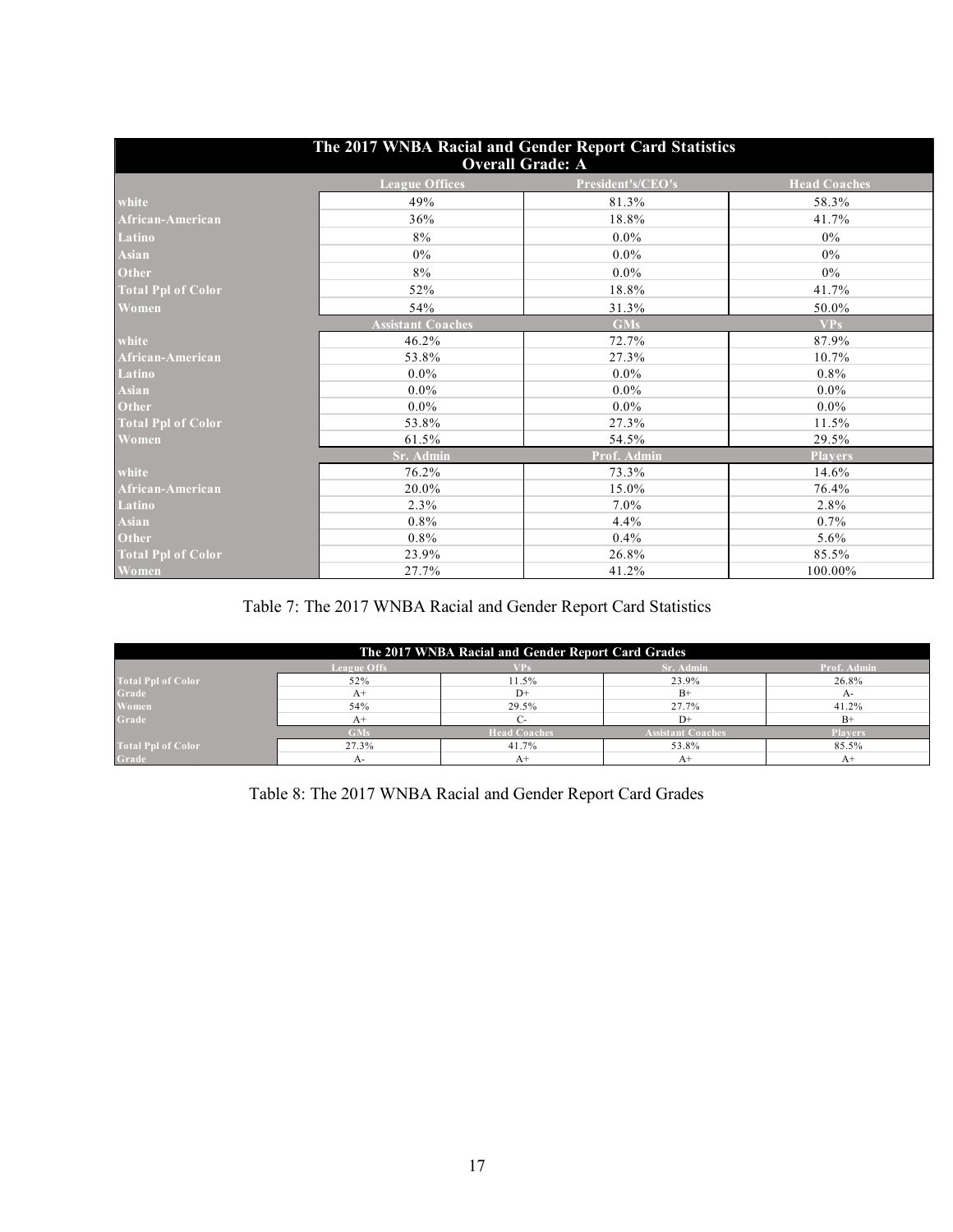| The 2017 WNBA Racial and Gender Report Card Statistics<br>Overall Grade: A | | | |
|---|---|---|---|
| | **League Offices** | **President's/CEO's** | **Head Coaches** |
| **white** | 49% | 81.3% | 58.3% |
| **African-American** | 36% | 18.8% | 41.7% |
| **Latino** | 8% | 0.0% | 0% |
| **Asian** | 0% | 0.0% | 0% |
| **Other** | 8% | 0.0% | 0% |
| **Total Ppl of Color** | 52% | 18.8% | 41.7% |
| **Women** | 54% | 31.3% | 50.0% |
| | **Assistant Coaches** | **GMs** | **VPs** |
| **white** | 46.2% | 72.7% | 87.9% |
| **African-American** | 53.8% | 27.3% | 10.7% |
| **Latino** | 0.0% | 0.0% | 0.8% |
| **Asian** | 0.0% | 0.0% | 0.0% |
| **Other** | 0.0% | 0.0% | 0.0% |
| **Total Ppl of Color** | 53.8% | 27.3% | 11.5% |
| **Women** | 61.5% | 54.5% | 29.5% |
| | **Sr. Admin** | **Prof. Admin** | **Players** |
| **white** | 76.2% | 73.3% | 14.6% |
| **African-American** | 20.0% | 15.0% | 76.4% |
| **Latino** | 2.3% | 7.0% | 2.8% |
| **Asian** | 0.8% | 4.4% | 0.7% |
| **Other** | 0.8% | 0.4% | 5.6% |
| **Total Ppl of Color** | 23.9% | 26.8% | 85.5% |
| **Women** | 27.7% | 41.2% | 100.00% |

Table 7: The 2017 WNBA Racial and Gender Report Card Statistics

| The 2017 WNBA Racial and Gender Report Card Grades | | | | |
|---|---|---|---|---|
| | **League Offs** | **VPs** | **Sr. Admin** | **Prof. Admin** |
| **Total Ppl of Color** | 52% | 11.5% | 23.9% | 26.8% |
| **Grade** | A+ | D+ | B+ | A- |
| **Women** | 54% | 29.5% | 27.7% | 41.2% |
| **Grade** | A+ | C- | D+ | B+ |
| | **GMs** | **Head Coaches** | **Assistant Coaches** | **Players** |
| **Total Ppl of Color** | 27.3% | 41.7% | 53.8% | 85.5% |
| **Grade** | A- | A+ | A+ | A+ |

Table 8: The 2017 WNBA Racial and Gender Report Card Grades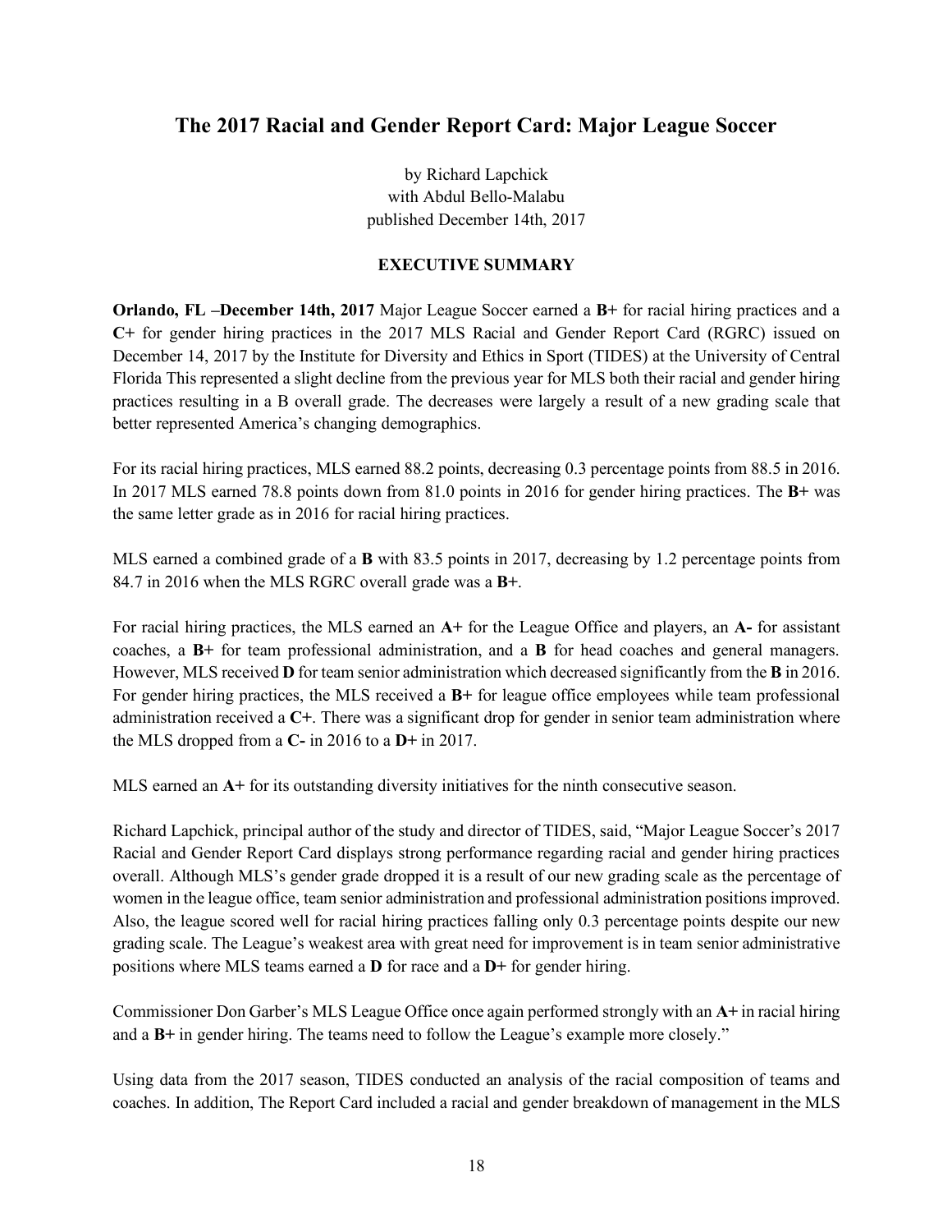# The 2017 Racial and Gender Report Card: Major League Soccer

by Richard Lapchick
with Abdul Bello-Malabu
published December 14th, 2017

**EXECUTIVE SUMMARY**

**Orlando, FL –December 14th, 2017** Major League Soccer earned a **B+** for racial hiring practices and a **C+** for gender hiring practices in the 2017 MLS Racial and Gender Report Card (RGRC) issued on December 14, 2017 by the Institute for Diversity and Ethics in Sport (TIDES) at the University of Central Florida This represented a slight decline from the previous year for MLS both their racial and gender hiring practices resulting in a B overall grade. The decreases were largely a result of a new grading scale that better represented America's changing demographics.

For its racial hiring practices, MLS earned 88.2 points, decreasing 0.3 percentage points from 88.5 in 2016. In 2017 MLS earned 78.8 points down from 81.0 points in 2016 for gender hiring practices. The **B+** was the same letter grade as in 2016 for racial hiring practices.

MLS earned a combined grade of a **B** with 83.5 points in 2017, decreasing by 1.2 percentage points from 84.7 in 2016 when the MLS RGRC overall grade was a **B+**.

For racial hiring practices, the MLS earned an **A+** for the League Office and players, an **A-** for assistant coaches, a **B+** for team professional administration, and a **B** for head coaches and general managers. However, MLS received **D** for team senior administration which decreased significantly from the **B** in 2016. For gender hiring practices, the MLS received a **B+** for league office employees while team professional administration received a **C+**. There was a significant drop for gender in senior team administration where the MLS dropped from a **C-** in 2016 to a **D+** in 2017.

MLS earned an **A+** for its outstanding diversity initiatives for the ninth consecutive season.

Richard Lapchick, principal author of the study and director of TIDES, said, "Major League Soccer's 2017 Racial and Gender Report Card displays strong performance regarding racial and gender hiring practices overall. Although MLS's gender grade dropped it is a result of our new grading scale as the percentage of women in the league office, team senior administration and professional administration positions improved. Also, the league scored well for racial hiring practices falling only 0.3 percentage points despite our new grading scale. The League's weakest area with great need for improvement is in team senior administrative positions where MLS teams earned a **D** for race and a **D+** for gender hiring.

Commissioner Don Garber's MLS League Office once again performed strongly with an **A+** in racial hiring and a **B+** in gender hiring. The teams need to follow the League's example more closely."

Using data from the 2017 season, TIDES conducted an analysis of the racial composition of teams and coaches. In addition, The Report Card included a racial and gender breakdown of management in the MLS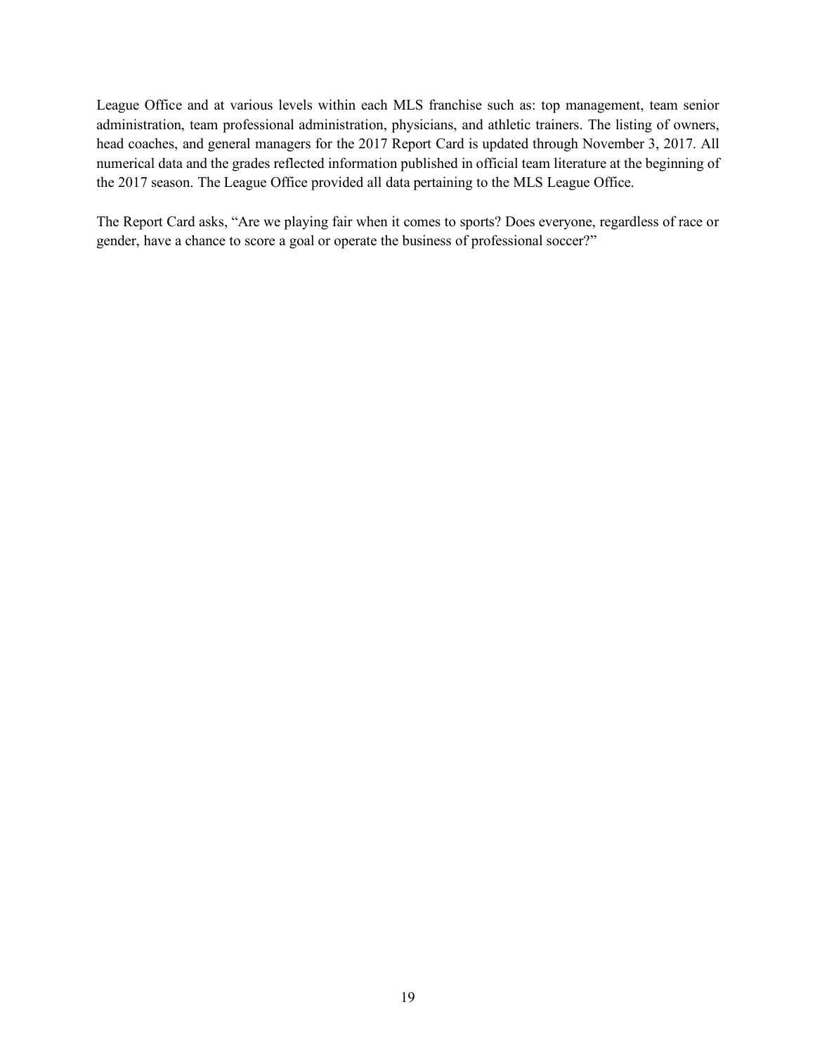League Office and at various levels within each MLS franchise such as: top management, team senior administration, team professional administration, physicians, and athletic trainers. The listing of owners, head coaches, and general managers for the 2017 Report Card is updated through November 3, 2017. All numerical data and the grades reflected information published in official team literature at the beginning of the 2017 season. The League Office provided all data pertaining to the MLS League Office.

The Report Card asks, "Are we playing fair when it comes to sports? Does everyone, regardless of race or gender, have a chance to score a goal or operate the business of professional soccer?"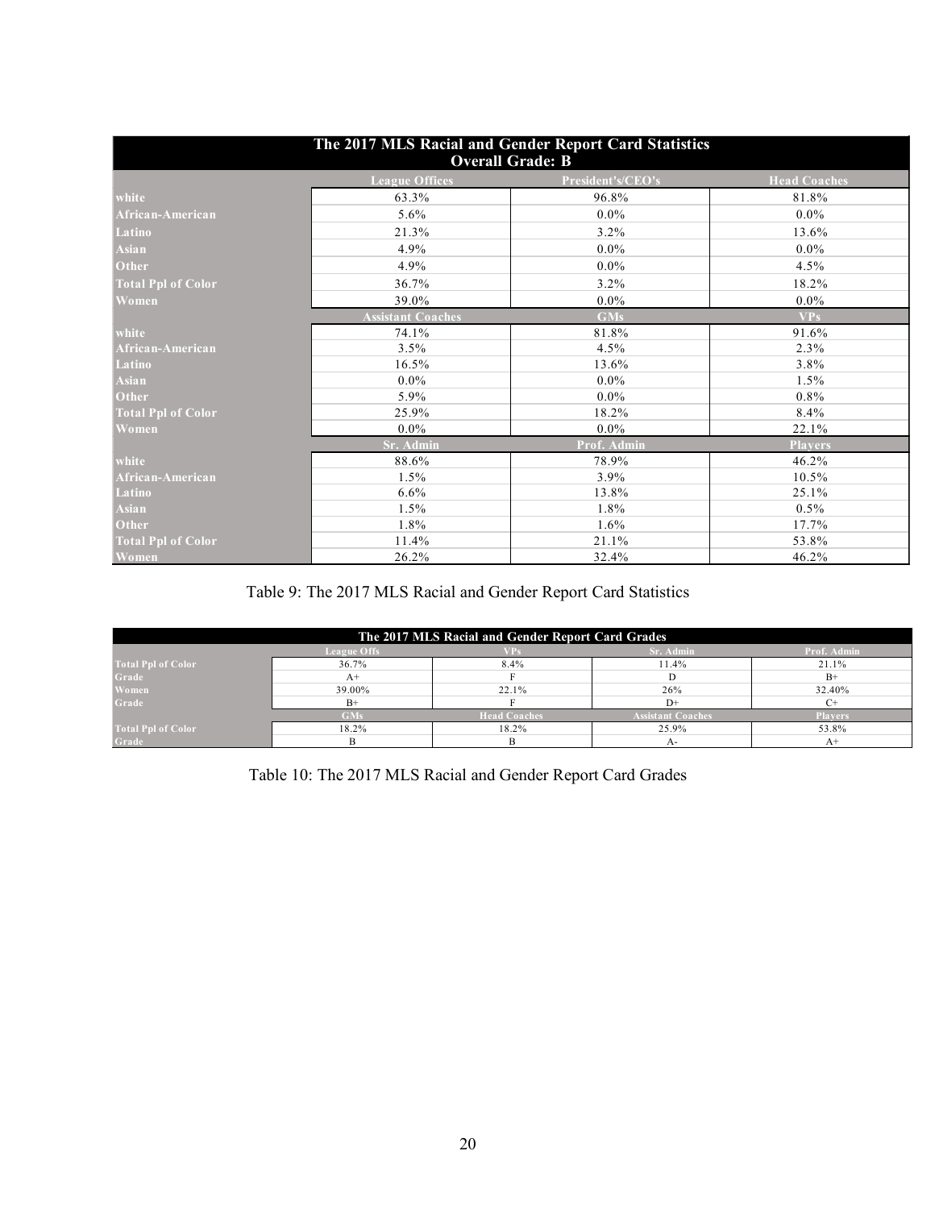| The 2017 MLS Racial and Gender Report Card Statistics<br>Overall Grade: B | | | |
|---|---|---|---|
| | League Offices | President's/CEO's | Head Coaches |
| white | 63.3% | 96.8% | 81.8% |
| African-American | 5.6% | 0.0% | 0.0% |
| Latino | 21.3% | 3.2% | 13.6% |
| Asian | 4.9% | 0.0% | 0.0% |
| Other | 4.9% | 0.0% | 4.5% |
| Total Ppl of Color | 36.7% | 3.2% | 18.2% |
| Women | 39.0% | 0.0% | 0.0% |
| | Assistant Coaches | GMs | VPs |
| white | 74.1% | 81.8% | 91.6% |
| African-American | 3.5% | 4.5% | 2.3% |
| Latino | 16.5% | 13.6% | 3.8% |
| Asian | 0.0% | 0.0% | 1.5% |
| Other | 5.9% | 0.0% | 0.8% |
| Total Ppl of Color | 25.9% | 18.2% | 8.4% |
| Women | 0.0% | 0.0% | 22.1% |
| | Sr. Admin | Prof. Admin | Players |
| white | 88.6% | 78.9% | 46.2% |
| African-American | 1.5% | 3.9% | 10.5% |
| Latino | 6.6% | 13.8% | 25.1% |
| Asian | 1.5% | 1.8% | 0.5% |
| Other | 1.8% | 1.6% | 17.7% |
| Total Ppl of Color | 11.4% | 21.1% | 53.8% |
| Women | 26.2% | 32.4% | 46.2% |

Table 9: The 2017 MLS Racial and Gender Report Card Statistics

| The 2017 MLS Racial and Gender Report Card Grades | | | | |
|---|---|---|---|---|
| | League Offs | VPs | Sr. Admin | Prof. Admin |
| Total Ppl of Color | 36.7% | 8.4% | 11.4% | 21.1% |
| Grade | A+ | F | D | B+ |
| Women | 39.00% | 22.1% | 26% | 32.40% |
| Grade | B+ | F | D+ | C+ |
| | GMs | Head Coaches | Assistant Coaches | Players |
| Total Ppl of Color | 18.2% | 18.2% | 25.9% | 53.8% |
| Grade | B | B | A- | A+ |

Table 10: The 2017 MLS Racial and Gender Report Card Grades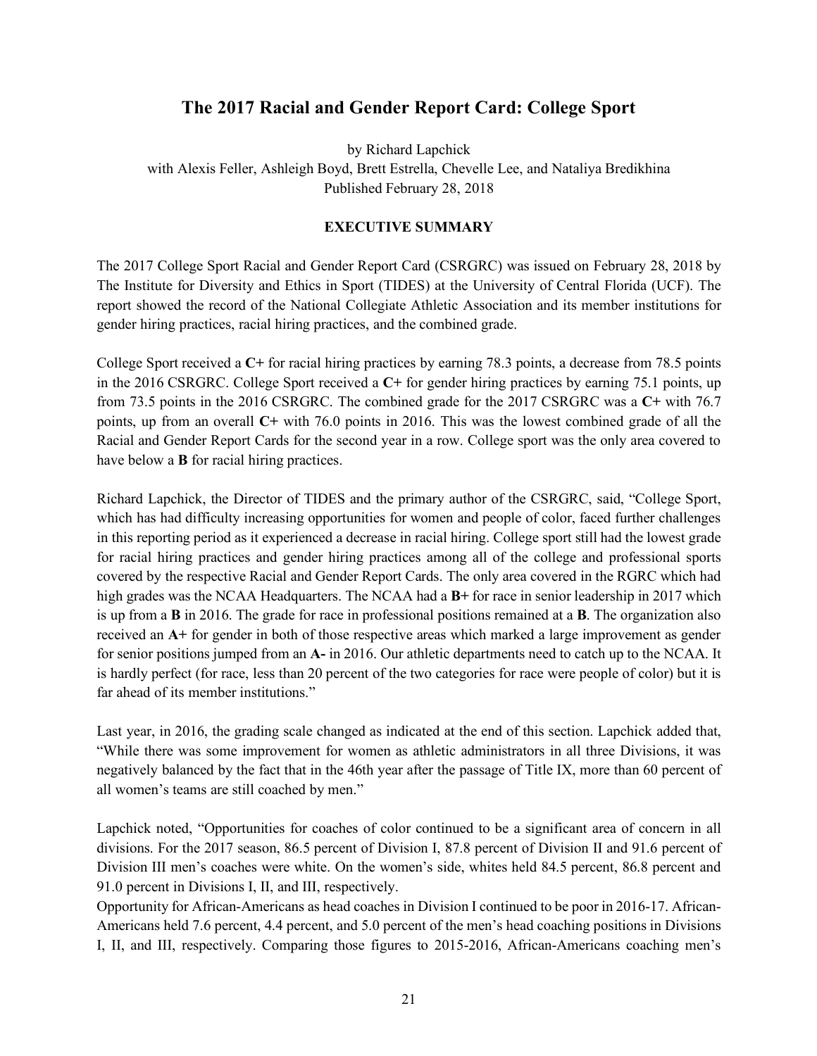## The 2017 Racial and Gender Report Card: College Sport

by Richard Lapchick
with Alexis Feller, Ashleigh Boyd, Brett Estrella, Chevelle Lee, and Nataliya Bredikhina
Published February 28, 2018

### EXECUTIVE SUMMARY

The 2017 College Sport Racial and Gender Report Card (CSRGRC) was issued on February 28, 2018 by The Institute for Diversity and Ethics in Sport (TIDES) at the University of Central Florida (UCF). The report showed the record of the National Collegiate Athletic Association and its member institutions for gender hiring practices, racial hiring practices, and the combined grade.

College Sport received a **C+** for racial hiring practices by earning 78.3 points, a decrease from 78.5 points in the 2016 CSRGRC. College Sport received a **C+** for gender hiring practices by earning 75.1 points, up from 73.5 points in the 2016 CSRGRC. The combined grade for the 2017 CSRGRC was a **C+** with 76.7 points, up from an overall **C+** with 76.0 points in 2016. This was the lowest combined grade of all the Racial and Gender Report Cards for the second year in a row. College sport was the only area covered to have below a **B** for racial hiring practices.

Richard Lapchick, the Director of TIDES and the primary author of the CSRGRC, said, "College Sport, which has had difficulty increasing opportunities for women and people of color, faced further challenges in this reporting period as it experienced a decrease in racial hiring. College sport still had the lowest grade for racial hiring practices and gender hiring practices among all of the college and professional sports covered by the respective Racial and Gender Report Cards. The only area covered in the RGRC which had high grades was the NCAA Headquarters. The NCAA had a **B+** for race in senior leadership in 2017 which is up from a **B** in 2016. The grade for race in professional positions remained at a **B**. The organization also received an **A+** for gender in both of those respective areas which marked a large improvement as gender for senior positions jumped from an **A-** in 2016. Our athletic departments need to catch up to the NCAA. It is hardly perfect (for race, less than 20 percent of the two categories for race were people of color) but it is far ahead of its member institutions."

Last year, in 2016, the grading scale changed as indicated at the end of this section. Lapchick added that, "While there was some improvement for women as athletic administrators in all three Divisions, it was negatively balanced by the fact that in the 46th year after the passage of Title IX, more than 60 percent of all women's teams are still coached by men."

Lapchick noted, "Opportunities for coaches of color continued to be a significant area of concern in all divisions. For the 2017 season, 86.5 percent of Division I, 87.8 percent of Division II and 91.6 percent of Division III men's coaches were white. On the women's side, whites held 84.5 percent, 86.8 percent and 91.0 percent in Divisions I, II, and III, respectively.

Opportunity for African-Americans as head coaches in Division I continued to be poor in 2016-17. African-Americans held 7.6 percent, 4.4 percent, and 5.0 percent of the men's head coaching positions in Divisions I, II, and III, respectively. Comparing those figures to 2015-2016, African-Americans coaching men's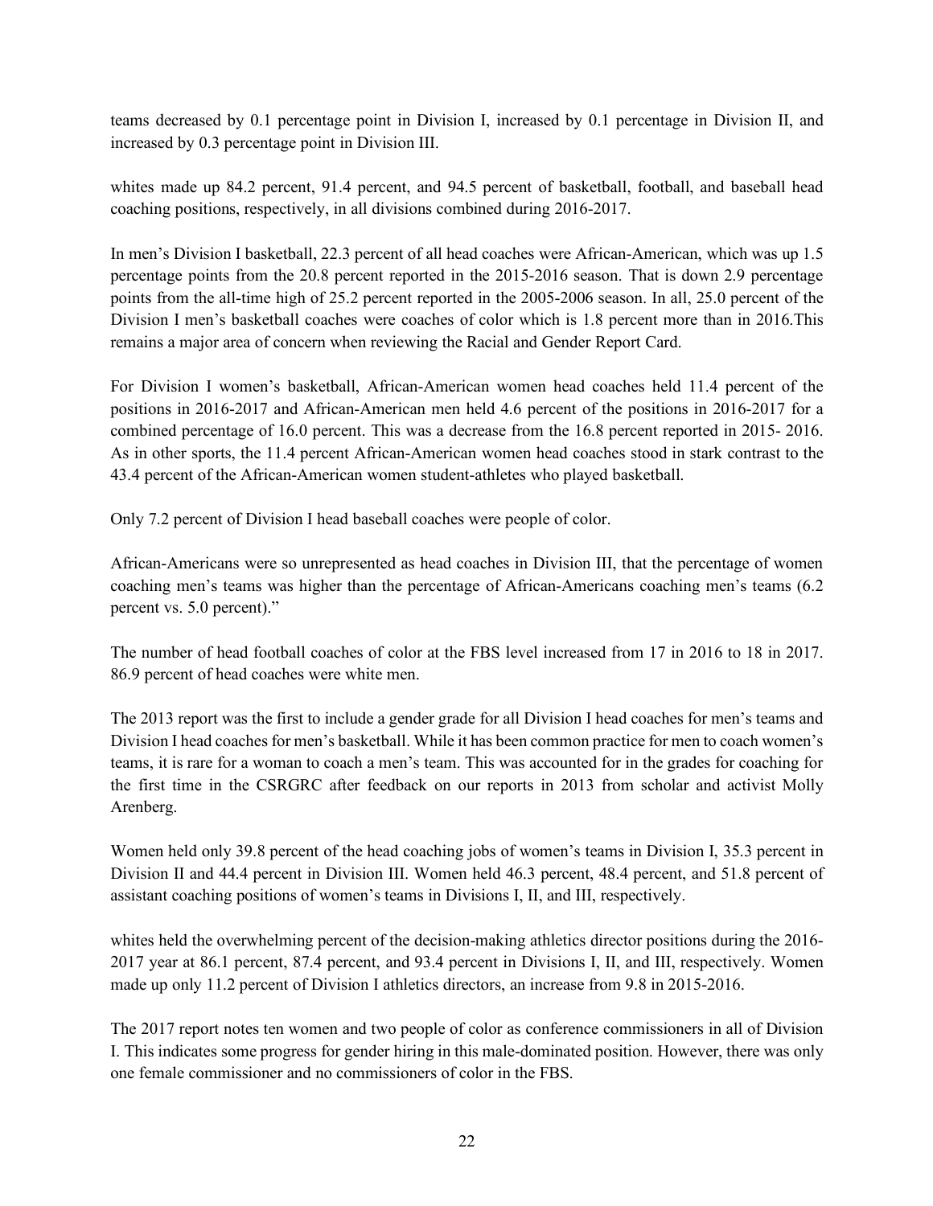teams decreased by 0.1 percentage point in Division I, increased by 0.1 percentage in Division II, and increased by 0.3 percentage point in Division III.

whites made up 84.2 percent, 91.4 percent, and 94.5 percent of basketball, football, and baseball head coaching positions, respectively, in all divisions combined during 2016-2017.

In men's Division I basketball, 22.3 percent of all head coaches were African-American, which was up 1.5 percentage points from the 20.8 percent reported in the 2015-2016 season. That is down 2.9 percentage points from the all-time high of 25.2 percent reported in the 2005-2006 season. In all, 25.0 percent of the Division I men's basketball coaches were coaches of color which is 1.8 percent more than in 2016.This remains a major area of concern when reviewing the Racial and Gender Report Card.

For Division I women's basketball, African-American women head coaches held 11.4 percent of the positions in 2016-2017 and African-American men held 4.6 percent of the positions in 2016-2017 for a combined percentage of 16.0 percent. This was a decrease from the 16.8 percent reported in 2015- 2016. As in other sports, the 11.4 percent African-American women head coaches stood in stark contrast to the 43.4 percent of the African-American women student-athletes who played basketball.

Only 7.2 percent of Division I head baseball coaches were people of color.

African-Americans were so unrepresented as head coaches in Division III, that the percentage of women coaching men's teams was higher than the percentage of African-Americans coaching men's teams (6.2 percent vs. 5.0 percent)."

The number of head football coaches of color at the FBS level increased from 17 in 2016 to 18 in 2017. 86.9 percent of head coaches were white men.

The 2013 report was the first to include a gender grade for all Division I head coaches for men's teams and Division I head coaches for men's basketball. While it has been common practice for men to coach women's teams, it is rare for a woman to coach a men's team. This was accounted for in the grades for coaching for the first time in the CSRGRC after feedback on our reports in 2013 from scholar and activist Molly Arenberg.

Women held only 39.8 percent of the head coaching jobs of women's teams in Division I, 35.3 percent in Division II and 44.4 percent in Division III. Women held 46.3 percent, 48.4 percent, and 51.8 percent of assistant coaching positions of women's teams in Divisions I, II, and III, respectively.

whites held the overwhelming percent of the decision-making athletics director positions during the 2016-2017 year at 86.1 percent, 87.4 percent, and 93.4 percent in Divisions I, II, and III, respectively. Women made up only 11.2 percent of Division I athletics directors, an increase from 9.8 in 2015-2016.

The 2017 report notes ten women and two people of color as conference commissioners in all of Division I. This indicates some progress for gender hiring in this male-dominated position. However, there was only one female commissioner and no commissioners of color in the FBS.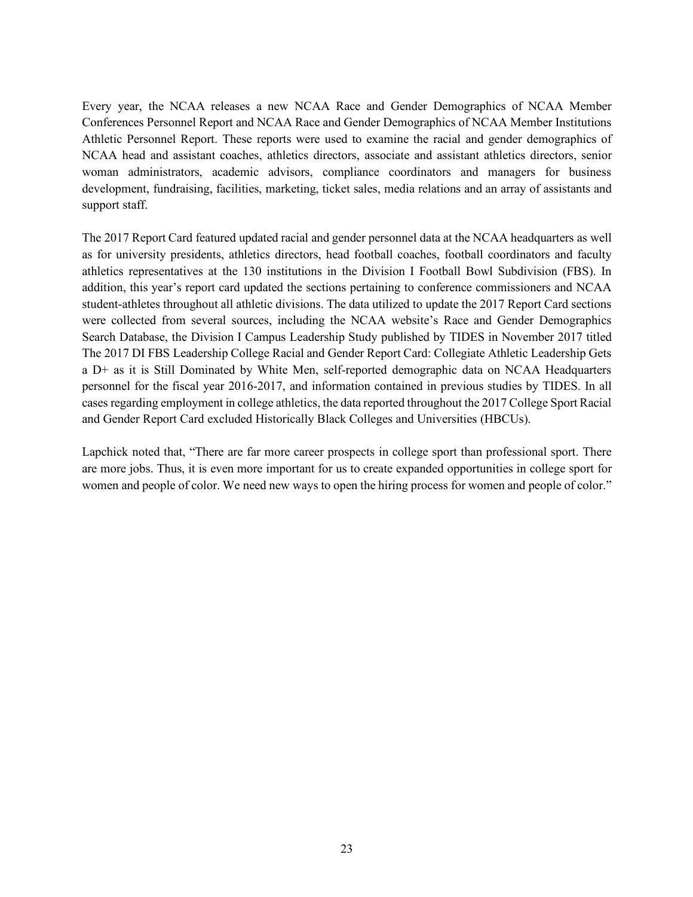Every year, the NCAA releases a new NCAA Race and Gender Demographics of NCAA Member Conferences Personnel Report and NCAA Race and Gender Demographics of NCAA Member Institutions Athletic Personnel Report. These reports were used to examine the racial and gender demographics of NCAA head and assistant coaches, athletics directors, associate and assistant athletics directors, senior woman administrators, academic advisors, compliance coordinators and managers for business development, fundraising, facilities, marketing, ticket sales, media relations and an array of assistants and support staff.

The 2017 Report Card featured updated racial and gender personnel data at the NCAA headquarters as well as for university presidents, athletics directors, head football coaches, football coordinators and faculty athletics representatives at the 130 institutions in the Division I Football Bowl Subdivision (FBS). In addition, this year's report card updated the sections pertaining to conference commissioners and NCAA student-athletes throughout all athletic divisions. The data utilized to update the 2017 Report Card sections were collected from several sources, including the NCAA website's Race and Gender Demographics Search Database, the Division I Campus Leadership Study published by TIDES in November 2017 titled The 2017 DI FBS Leadership College Racial and Gender Report Card: Collegiate Athletic Leadership Gets a D+ as it is Still Dominated by White Men, self-reported demographic data on NCAA Headquarters personnel for the fiscal year 2016-2017, and information contained in previous studies by TIDES. In all cases regarding employment in college athletics, the data reported throughout the 2017 College Sport Racial and Gender Report Card excluded Historically Black Colleges and Universities (HBCUs).

Lapchick noted that, "There are far more career prospects in college sport than professional sport. There are more jobs. Thus, it is even more important for us to create expanded opportunities in college sport for women and people of color. We need new ways to open the hiring process for women and people of color."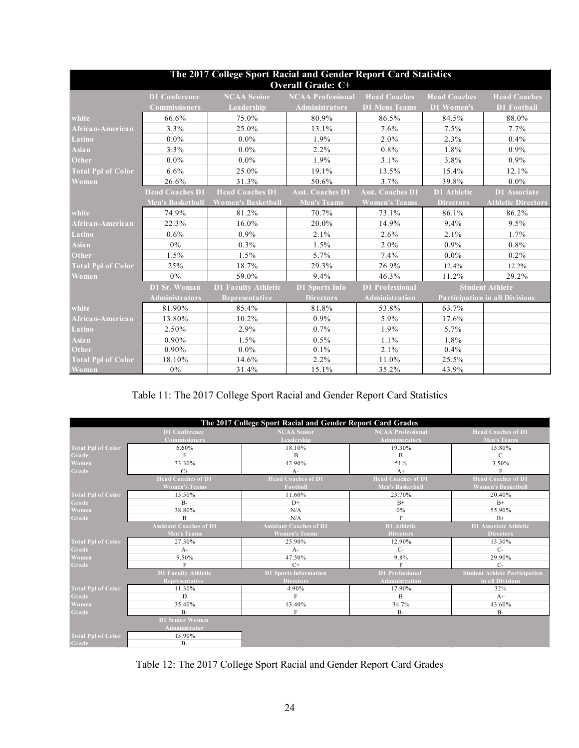| The 2017 College Sport Racial and Gender Report Card Statistics<br>Overall Grade: C+ | | | | | | |
|---|---|---|---|---|---|---|
| | D1 Conference Commissioners | NCAA Senior Leadership | NCAA Professional Administrators | Head Coaches D1 Mens Teams | Head Coaches D1 Women's | Head Coaches D1 Football |
| white | 66.6% | 75.0% | 80.9% | 86.5% | 84.5% | 88.0% |
| African-American | 3.3% | 25.0% | 13.1% | 7.6% | 7.5% | 7.7% |
| Latino | 0.0% | 0.0% | 1.9% | 2.0% | 2.3% | 0.4% |
| Asian | 3.3% | 0.0% | 2.2% | 0.8% | 1.8% | 0.9% |
| Other | 0.0% | 0.0% | 1.9% | 3.1% | 3.8% | 0.9% |
| Total Ppl of Color | 6.6% | 25.0% | 19.1% | 13.5% | 15.4% | 12.1% |
| Women | 26.6% | 31.3% | 50.6% | 3.7% | 39.8% | 0.0% |
| | Head Coaches D1 Men's Basketball | Head Coaches D1 Women's Basketball | Asst. Coaches D1 Men's Teams | Asst. Coaches D1 Women's Teams | D1 Athletic Directors | D1 Associate Athletic Directors |
| white | 74.9% | 81.2% | 70.7% | 73.1% | 86.1% | 86.2% |
| African-American | 22.3% | 16.0% | 20.0% | 14.9% | 9.4% | 9.5% |
| Latino | 0.6% | 0.9% | 2.1% | 2.6% | 2.1% | 1.7% |
| Asian | 0% | 0.3% | 1.5% | 2.0% | 0.9% | 0.8% |
| Other | 1.5% | 1.5% | 5.7% | 7.4% | 0.0% | 0.2% |
| Total Ppl of Color | 25% | 18.7% | 29.3% | 26.9% | 12.4% | 12.2% |
| Women | 0% | 59.0% | 9.4% | 46.3% | 11.2% | 29.2% |
| | D1 Sr. Woman Administrators | D1 Faculty Athletic Representative | D1 Sports Info Directors | D1 Professional Administration | Student Athlete Participation in all Divisions | |
| white | 81.90% | 85.4% | 81.8% | 53.8% | 63.7% | |
| African-American | 13.80% | 10.2% | 0.9% | 5.9% | 17.6% | |
| Latino | 2.50% | 2.9% | 0.7% | 1.9% | 5.7% | |
| Asian | 0.90% | 1.5% | 0.5% | 1.1% | 1.8% | |
| Other | 0.90% | 0.0% | 0.1% | 2.1% | 0.4% | |
| Total Ppl of Color | 18.10% | 14.6% | 2.2% | 11.0% | 25.5% | |
| Women | 0% | 31.4% | 15.1% | 35.2% | 43.9% | |

Table 11: The 2017 College Sport Racial and Gender Report Card Statistics

| The 2017 College Sport Racial and Gender Report Card Grades | | | | |
|---|---|---|---|---|
| | D1 Conference Commissioners | NCAA Senior Leadership | NCAA Professional Administrators | Head Coaches of D1 Men's Teams |
| Total Ppl of Color | 6.60% | 18.10% | 19.30% | 13.80% |
| Grade | F | B | B | C |
| Women | 33.30% | 42.90% | 51% | 3.50% |
| Grade | C+ | A- | A+ | F |
| | Head Coaches of D1 Women's Teams | Head Coaches of D1 Football | Head Coaches of D1 Men's Basketball | Head Coaches of D1 Women's Basketball |
| Total Ppl of Color | 15.50% | 11.60% | 23.70% | 20.40% |
| Grade | B- | D+ | B+ | B+ |
| Women | 38.80% | N/A | 0% | 55.90% |
| Grade | B | N/A | F | B+ |
| | Assistant Coaches of D1 Men's Teams | Assistant Coaches of D1 Women's Teams | D1 Athletic Directors | D1 Associate Athletic Directors |
| Total Ppl of Color | 27.30% | 25.90% | 12.90% | 13.30% |
| Grade | A- | A- | C- | C- |
| Women | 9.50% | 47.50% | 9.8% | 29.90% |
| Grade | F | C+ | F | C- |
| | D1 Faculty Athletic Representative | D1 Sports Information Directors | D1 Professional Administration | Student Athlete Participation in all Divisions |
| Total Ppl of Color | 11.30% | 4.90% | 17.90% | 32% |
| Grade | D | F | B | A+ |
| Women | 35.40% | 13.40% | 34.7% | 43.60% |
| Grade | B- | F | B- | B- |
| | D1 Senior Women Administrator | | | |
| Total Ppl of Color | 15.90% | | | |
| Grade | B- | | | |

Table 12: The 2017 College Sport Racial and Gender Report Card Grades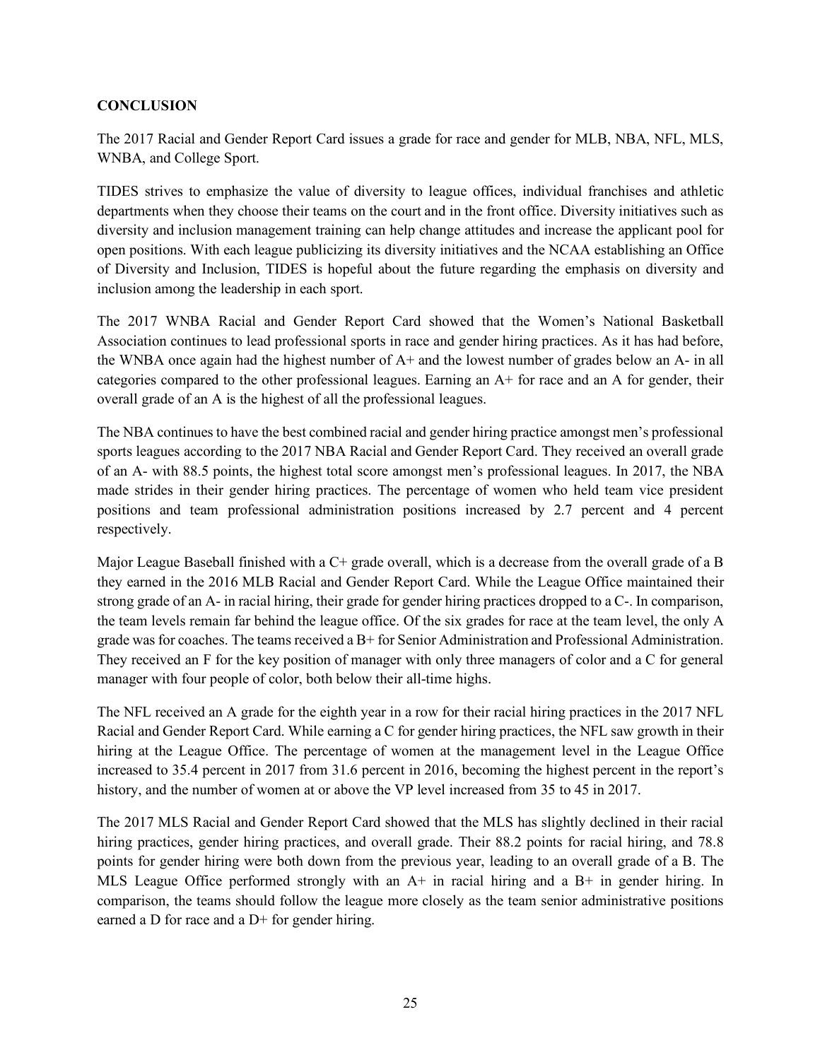## CONCLUSION

The 2017 Racial and Gender Report Card issues a grade for race and gender for MLB, NBA, NFL, MLS, WNBA, and College Sport.

TIDES strives to emphasize the value of diversity to league offices, individual franchises and athletic departments when they choose their teams on the court and in the front office. Diversity initiatives such as diversity and inclusion management training can help change attitudes and increase the applicant pool for open positions. With each league publicizing its diversity initiatives and the NCAA establishing an Office of Diversity and Inclusion, TIDES is hopeful about the future regarding the emphasis on diversity and inclusion among the leadership in each sport.

The 2017 WNBA Racial and Gender Report Card showed that the Women's National Basketball Association continues to lead professional sports in race and gender hiring practices. As it has had before, the WNBA once again had the highest number of A+ and the lowest number of grades below an A- in all categories compared to the other professional leagues. Earning an A+ for race and an A for gender, their overall grade of an A is the highest of all the professional leagues.

The NBA continues to have the best combined racial and gender hiring practice amongst men's professional sports leagues according to the 2017 NBA Racial and Gender Report Card. They received an overall grade of an A- with 88.5 points, the highest total score amongst men's professional leagues. In 2017, the NBA made strides in their gender hiring practices. The percentage of women who held team vice president positions and team professional administration positions increased by 2.7 percent and 4 percent respectively.

Major League Baseball finished with a C+ grade overall, which is a decrease from the overall grade of a B they earned in the 2016 MLB Racial and Gender Report Card. While the League Office maintained their strong grade of an A- in racial hiring, their grade for gender hiring practices dropped to a C-. In comparison, the team levels remain far behind the league office. Of the six grades for race at the team level, the only A grade was for coaches. The teams received a B+ for Senior Administration and Professional Administration. They received an F for the key position of manager with only three managers of color and a C for general manager with four people of color, both below their all-time highs.

The NFL received an A grade for the eighth year in a row for their racial hiring practices in the 2017 NFL Racial and Gender Report Card. While earning a C for gender hiring practices, the NFL saw growth in their hiring at the League Office. The percentage of women at the management level in the League Office increased to 35.4 percent in 2017 from 31.6 percent in 2016, becoming the highest percent in the report's history, and the number of women at or above the VP level increased from 35 to 45 in 2017.

The 2017 MLS Racial and Gender Report Card showed that the MLS has slightly declined in their racial hiring practices, gender hiring practices, and overall grade. Their 88.2 points for racial hiring, and 78.8 points for gender hiring were both down from the previous year, leading to an overall grade of a B. The MLS League Office performed strongly with an A+ in racial hiring and a B+ in gender hiring. In comparison, the teams should follow the league more closely as the team senior administrative positions earned a D for race and a D+ for gender hiring.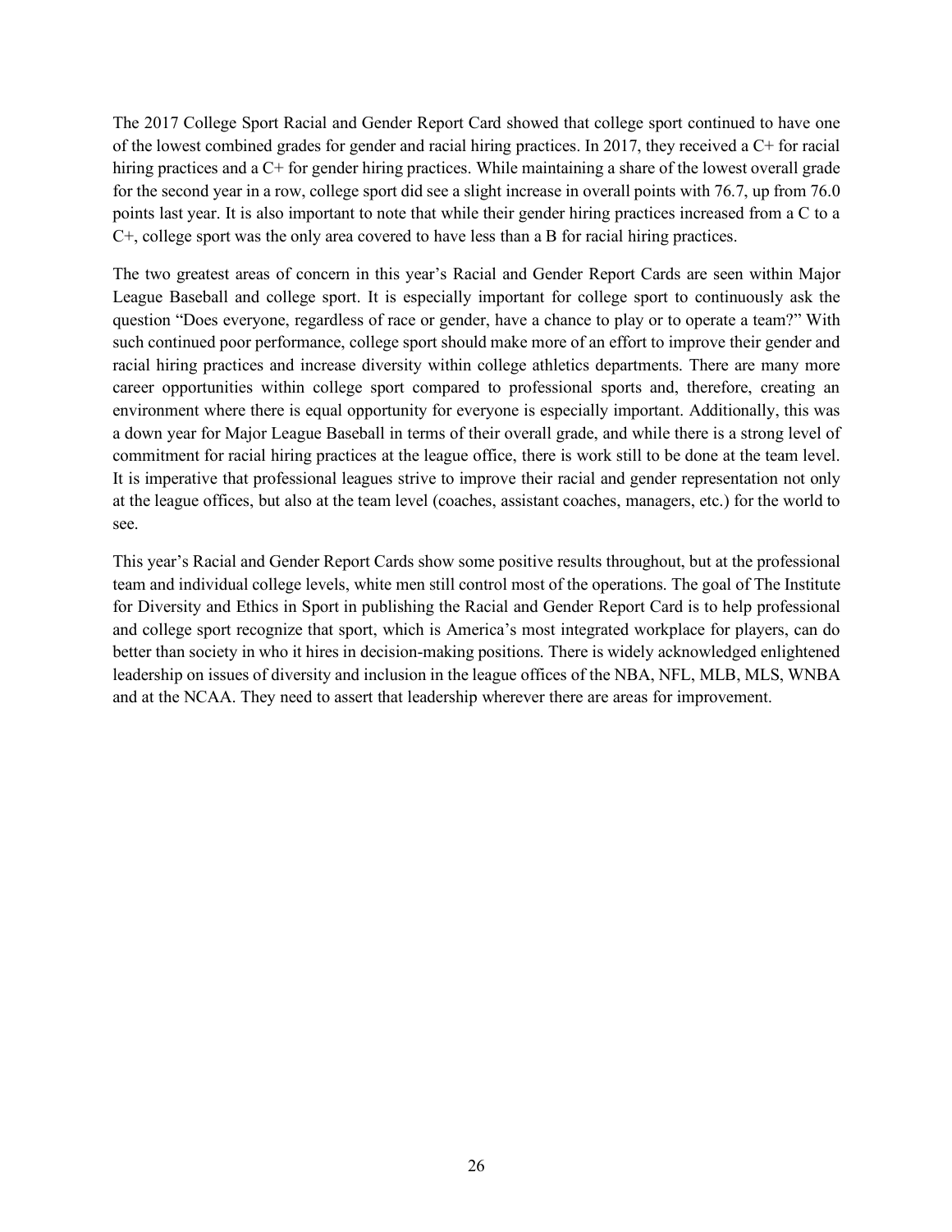The 2017 College Sport Racial and Gender Report Card showed that college sport continued to have one of the lowest combined grades for gender and racial hiring practices. In 2017, they received a C+ for racial hiring practices and a C+ for gender hiring practices. While maintaining a share of the lowest overall grade for the second year in a row, college sport did see a slight increase in overall points with 76.7, up from 76.0 points last year. It is also important to note that while their gender hiring practices increased from a C to a C+, college sport was the only area covered to have less than a B for racial hiring practices.

The two greatest areas of concern in this year's Racial and Gender Report Cards are seen within Major League Baseball and college sport. It is especially important for college sport to continuously ask the question "Does everyone, regardless of race or gender, have a chance to play or to operate a team?" With such continued poor performance, college sport should make more of an effort to improve their gender and racial hiring practices and increase diversity within college athletics departments. There are many more career opportunities within college sport compared to professional sports and, therefore, creating an environment where there is equal opportunity for everyone is especially important. Additionally, this was a down year for Major League Baseball in terms of their overall grade, and while there is a strong level of commitment for racial hiring practices at the league office, there is work still to be done at the team level. It is imperative that professional leagues strive to improve their racial and gender representation not only at the league offices, but also at the team level (coaches, assistant coaches, managers, etc.) for the world to see.

This year's Racial and Gender Report Cards show some positive results throughout, but at the professional team and individual college levels, white men still control most of the operations. The goal of The Institute for Diversity and Ethics in Sport in publishing the Racial and Gender Report Card is to help professional and college sport recognize that sport, which is America's most integrated workplace for players, can do better than society in who it hires in decision-making positions. There is widely acknowledged enlightened leadership on issues of diversity and inclusion in the league offices of the NBA, NFL, MLB, MLS, WNBA and at the NCAA. They need to assert that leadership wherever there are areas for improvement.